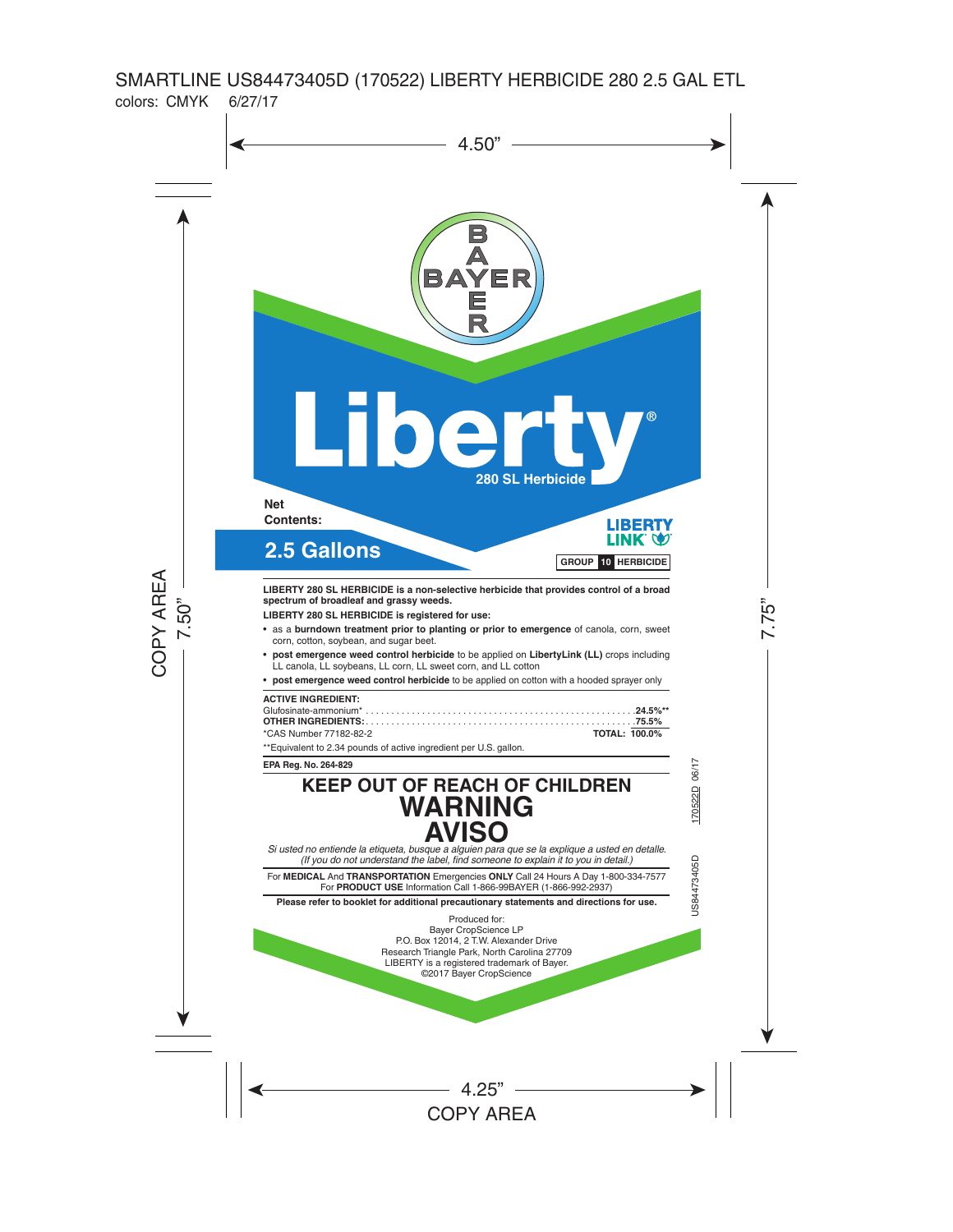SMARTLINE US84473405D (170522) LIBERTY HERBICIDE 280 2.5 GAL ETL

colors: CMYK 6/27/17

BAYER

# Liberty®

## 280 SL Herbicide

**Net Contents:**

## 2.5 Gallons

LIBERTY LINK

GROUP 10 HERBICIDE

**LIBERTY 280 SL HERBICIDE is a non-selective herbicide that provides control of a broad spectrum of broadleaf and grassy weeds.**

**LIBERTY 280 SL HERBICIDE is registered for use:**

- as a **burndown treatment prior to planting or prior to emergence** of canola, corn, sweet corn, cotton, soybean, and sugar beet.
- **post emergence weed control herbicide** to be applied on **LibertyLink (LL)** crops including LL canola, LL soybeans, LL corn, LL sweet corn, and LL cotton
- **post emergence weed control herbicide** to be applied on cotton with a hooded sprayer only

| **ACTIVE INGREDIENT:** | |
|---|---|
| Glufosinate-ammonium* | **24.5%**** |
| **OTHER INGREDIENTS:** | **75.5%** |
| *CAS Number 77182-82-2 | **TOTAL: 100.0%** |

**Equivalent to 2.34 pounds of active ingredient per U.S. gallon.

**EPA Reg. No. 264-829**

## KEEP OUT OF REACH OF CHILDREN

# WARNING
# AVISO

*Si usted no entiende la etiqueta, busque a alguien para que se la explique a usted en detalle. (If you do not understand the label, find someone to explain it to you in detail.)*

For **MEDICAL** And **TRANSPORTATION** Emergencies **ONLY** Call 24 Hours A Day 1-800-334-7577
For **PRODUCT USE** Information Call 1-866-99BAYER (1-866-992-2937)

**Please refer to booklet for additional precautionary statements and directions for use.**

Produced for:
Bayer CropScience LP
P.O. Box 12014, 2 T.W. Alexander Drive
Research Triangle Park, North Carolina 27709
LIBERTY is a registered trademark of Bayer.
©2017 Bayer CropScience

170522D 06/17

US84473405D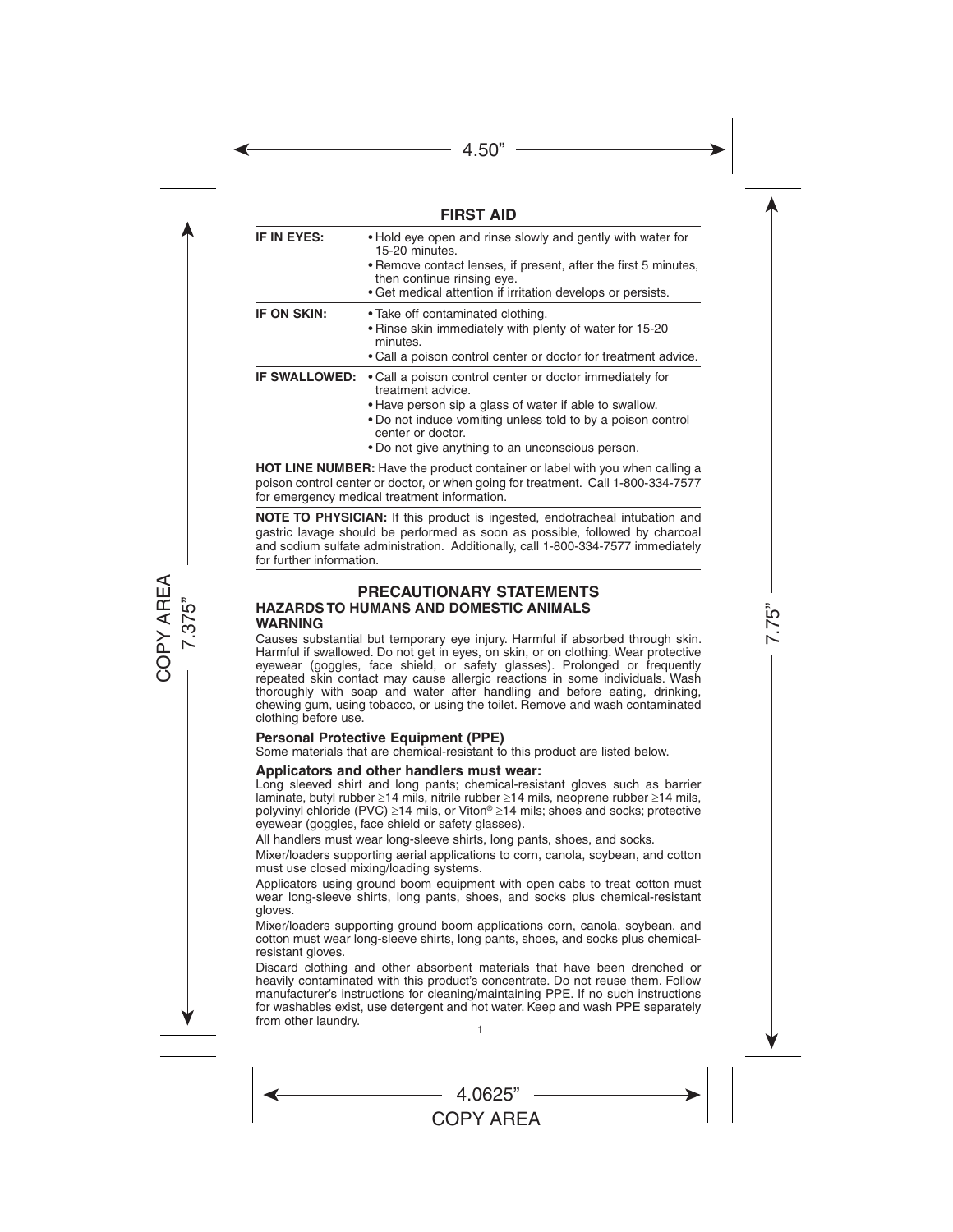## FIRST AID

| | |
|---|---|
| **IF IN EYES:** | • Hold eye open and rinse slowly and gently with water for 15-20 minutes.<br>• Remove contact lenses, if present, after the first 5 minutes, then continue rinsing eye.<br>• Get medical attention if irritation develops or persists. |
| **IF ON SKIN:** | • Take off contaminated clothing.<br>• Rinse skin immediately with plenty of water for 15-20 minutes.<br>• Call a poison control center or doctor for treatment advice. |
| **IF SWALLOWED:** | • Call a poison control center or doctor immediately for treatment advice.<br>• Have person sip a glass of water if able to swallow.<br>• Do not induce vomiting unless told to by a poison control center or doctor.<br>• Do not give anything to an unconscious person. |

**HOT LINE NUMBER:** Have the product container or label with you when calling a poison control center or doctor, or when going for treatment. Call 1-800-334-7577 for emergency medical treatment information.

**NOTE TO PHYSICIAN:** If this product is ingested, endotracheal intubation and gastric lavage should be performed as soon as possible, followed by charcoal and sodium sulfate administration. Additionally, call 1-800-334-7577 immediately for further information.

## PRECAUTIONARY STATEMENTS

### HAZARDS TO HUMANS AND DOMESTIC ANIMALS

**WARNING**

Causes substantial but temporary eye injury. Harmful if absorbed through skin. Harmful if swallowed. Do not get in eyes, on skin, or on clothing. Wear protective eyewear (goggles, face shield, or safety glasses). Prolonged or frequently repeated skin contact may cause allergic reactions in some individuals. Wash thoroughly with soap and water after handling and before eating, drinking, chewing gum, using tobacco, or using the toilet. Remove and wash contaminated clothing before use.

#### Personal Protective Equipment (PPE)

Some materials that are chemical-resistant to this product are listed below.

#### Applicators and other handlers must wear:

Long sleeved shirt and long pants; chemical-resistant gloves such as barrier laminate, butyl rubber ≥14 mils, nitrile rubber ≥14 mils, neoprene rubber ≥14 mils, polyvinyl chloride (PVC) ≥14 mils, or Viton® ≥14 mils; shoes and socks; protective eyewear (goggles, face shield or safety glasses).

All handlers must wear long-sleeve shirts, long pants, shoes, and socks.

Mixer/loaders supporting aerial applications to corn, canola, soybean, and cotton must use closed mixing/loading systems.

Applicators using ground boom equipment with open cabs to treat cotton must wear long-sleeve shirts, long pants, shoes, and socks plus chemical-resistant gloves.

Mixer/loaders supporting ground boom applications corn, canola, soybean, and cotton must wear long-sleeve shirts, long pants, shoes, and socks plus chemical-resistant gloves.

Discard clothing and other absorbent materials that have been drenched or heavily contaminated with this product's concentrate. Do not reuse them. Follow manufacturer's instructions for cleaning/maintaining PPE. If no such instructions for washables exist, use detergent and hot water. Keep and wash PPE separately from other laundry.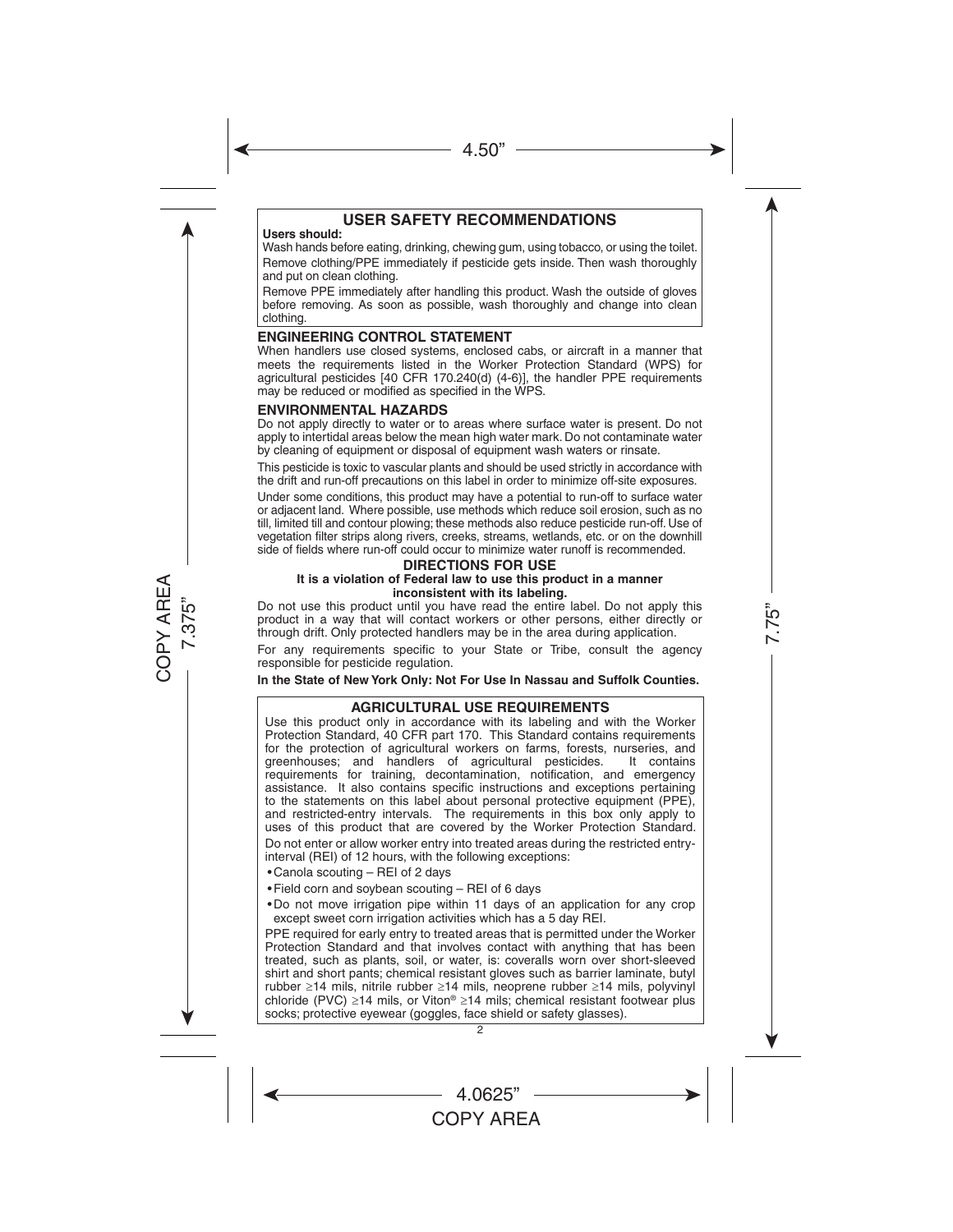## USER SAFETY RECOMMENDATIONS

**Users should:**

Wash hands before eating, drinking, chewing gum, using tobacco, or using the toilet.

Remove clothing/PPE immediately if pesticide gets inside. Then wash thoroughly and put on clean clothing.

Remove PPE immediately after handling this product. Wash the outside of gloves before removing. As soon as possible, wash thoroughly and change into clean clothing.

### ENGINEERING CONTROL STATEMENT

When handlers use closed systems, enclosed cabs, or aircraft in a manner that meets the requirements listed in the Worker Protection Standard (WPS) for agricultural pesticides [40 CFR 170.240(d) (4-6)], the handler PPE requirements may be reduced or modified as specified in the WPS.

### ENVIRONMENTAL HAZARDS

Do not apply directly to water or to areas where surface water is present. Do not apply to intertidal areas below the mean high water mark. Do not contaminate water by cleaning of equipment or disposal of equipment wash waters or rinsate.

This pesticide is toxic to vascular plants and should be used strictly in accordance with the drift and run-off precautions on this label in order to minimize off-site exposures.

Under some conditions, this product may have a potential to run-off to surface water or adjacent land. Where possible, use methods which reduce soil erosion, such as no till, limited till and contour plowing; these methods also reduce pesticide run-off. Use of vegetation filter strips along rivers, creeks, streams, wetlands, etc. or on the downhill side of fields where run-off could occur to minimize water runoff is recommended.

## DIRECTIONS FOR USE

**It is a violation of Federal law to use this product in a manner inconsistent with its labeling.**

Do not use this product until you have read the entire label. Do not apply this product in a way that will contact workers or other persons, either directly or through drift. Only protected handlers may be in the area during application.

For any requirements specific to your State or Tribe, consult the agency responsible for pesticide regulation.

**In the State of New York Only: Not For Use In Nassau and Suffolk Counties.**

### AGRICULTURAL USE REQUIREMENTS

Use this product only in accordance with its labeling and with the Worker Protection Standard, 40 CFR part 170. This Standard contains requirements for the protection of agricultural workers on farms, forests, nurseries, and greenhouses; and handlers of agricultural pesticides. It contains requirements for training, decontamination, notification, and emergency assistance. It also contains specific instructions and exceptions pertaining to the statements on this label about personal protective equipment (PPE), and restricted-entry intervals. The requirements in this box only apply to uses of this product that are covered by the Worker Protection Standard.

Do not enter or allow worker entry into treated areas during the restricted entry-interval (REI) of 12 hours, with the following exceptions:

- Canola scouting – REI of 2 days
- Field corn and soybean scouting – REI of 6 days
- Do not move irrigation pipe within 11 days of an application for any crop except sweet corn irrigation activities which has a 5 day REI.

PPE required for early entry to treated areas that is permitted under the Worker Protection Standard and that involves contact with anything that has been treated, such as plants, soil, or water, is: coveralls worn over short-sleeved shirt and short pants; chemical resistant gloves such as barrier laminate, butyl rubber ≥14 mils, nitrile rubber ≥14 mils, neoprene rubber ≥14 mils, polyvinyl chloride (PVC) ≥14 mils, or Viton® ≥14 mils; chemical resistant footwear plus socks; protective eyewear (goggles, face shield or safety glasses).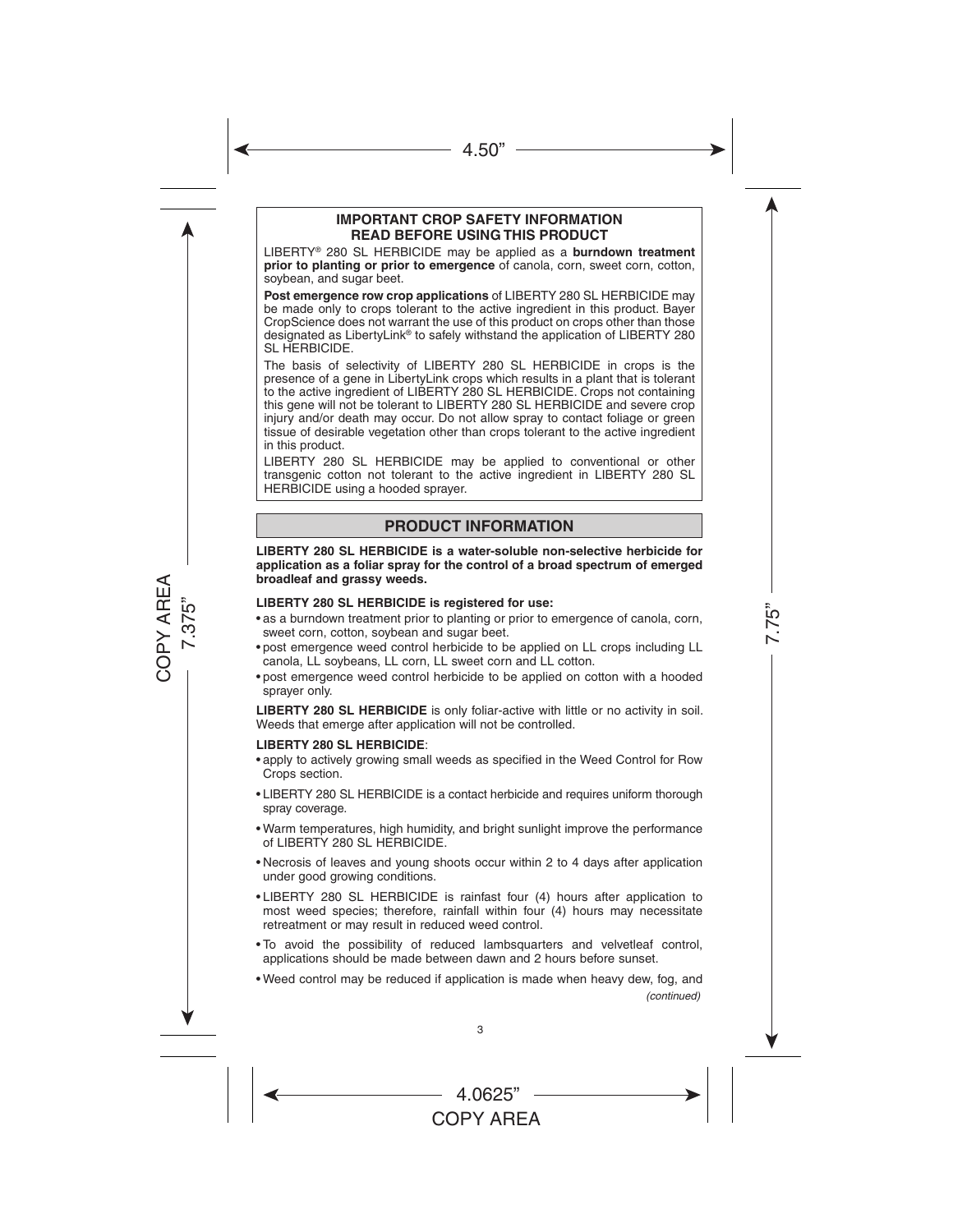## IMPORTANT CROP SAFETY INFORMATION
## READ BEFORE USING THIS PRODUCT

LIBERTY® 280 SL HERBICIDE may be applied as a **burndown treatment prior to planting or prior to emergence** of canola, corn, sweet corn, cotton, soybean, and sugar beet.

**Post emergence row crop applications** of LIBERTY 280 SL HERBICIDE may be made only to crops tolerant to the active ingredient in this product. Bayer CropScience does not warrant the use of this product on crops other than those designated as LibertyLink® to safely withstand the application of LIBERTY 280 SL HERBICIDE.

The basis of selectivity of LIBERTY 280 SL HERBICIDE in crops is the presence of a gene in LibertyLink crops which results in a plant that is tolerant to the active ingredient of LIBERTY 280 SL HERBICIDE. Crops not containing this gene will not be tolerant to LIBERTY 280 SL HERBICIDE and severe crop injury and/or death may occur. Do not allow spray to contact foliage or green tissue of desirable vegetation other than crops tolerant to the active ingredient in this product.

LIBERTY 280 SL HERBICIDE may be applied to conventional or other transgenic cotton not tolerant to the active ingredient in LIBERTY 280 SL HERBICIDE using a hooded sprayer.

## PRODUCT INFORMATION

**LIBERTY 280 SL HERBICIDE is a water-soluble non-selective herbicide for application as a foliar spray for the control of a broad spectrum of emerged broadleaf and grassy weeds.**

**LIBERTY 280 SL HERBICIDE is registered for use:**

- as a burndown treatment prior to planting or prior to emergence of canola, corn, sweet corn, cotton, soybean and sugar beet.
- post emergence weed control herbicide to be applied on LL crops including LL canola, LL soybeans, LL corn, LL sweet corn and LL cotton.
- post emergence weed control herbicide to be applied on cotton with a hooded sprayer only.

**LIBERTY 280 SL HERBICIDE** is only foliar-active with little or no activity in soil. Weeds that emerge after application will not be controlled.

**LIBERTY 280 SL HERBICIDE**:

- apply to actively growing small weeds as specified in the Weed Control for Row Crops section.
- LIBERTY 280 SL HERBICIDE is a contact herbicide and requires uniform thorough spray coverage.
- Warm temperatures, high humidity, and bright sunlight improve the performance of LIBERTY 280 SL HERBICIDE.
- Necrosis of leaves and young shoots occur within 2 to 4 days after application under good growing conditions.
- LIBERTY 280 SL HERBICIDE is rainfast four (4) hours after application to most weed species; therefore, rainfall within four (4) hours may necessitate retreatment or may result in reduced weed control.
- To avoid the possibility of reduced lambsquarters and velvetleaf control, applications should be made between dawn and 2 hours before sunset.
- Weed control may be reduced if application is made when heavy dew, fog, and

*(continued)*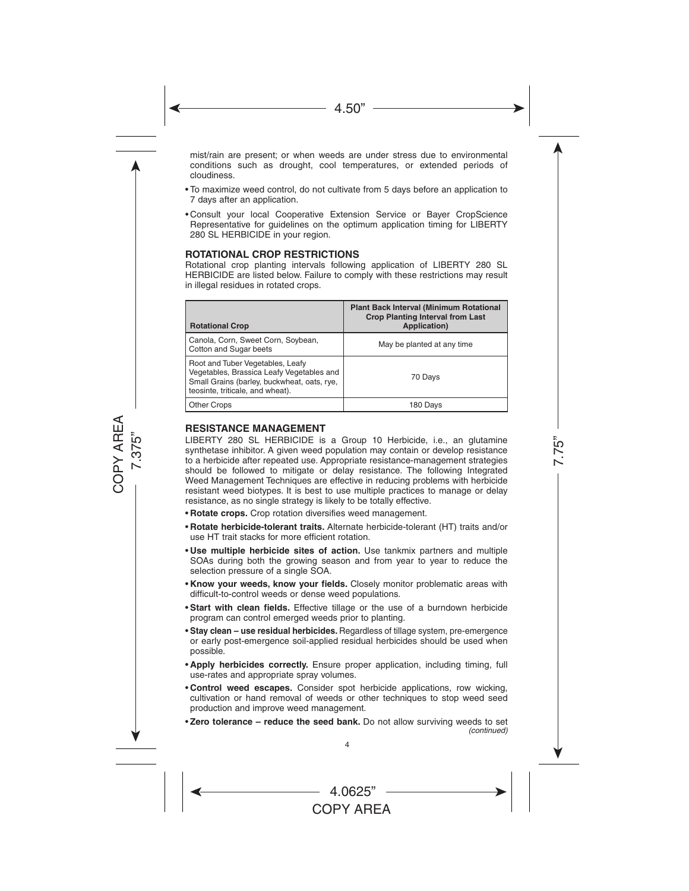mist/rain are present; or when weeds are under stress due to environmental conditions such as drought, cool temperatures, or extended periods of cloudiness.

- To maximize weed control, do not cultivate from 5 days before an application to 7 days after an application.
- Consult your local Cooperative Extension Service or Bayer CropScience Representative for guidelines on the optimum application timing for LIBERTY 280 SL HERBICIDE in your region.

### ROTATIONAL CROP RESTRICTIONS

Rotational crop planting intervals following application of LIBERTY 280 SL HERBICIDE are listed below. Failure to comply with these restrictions may result in illegal residues in rotated crops.

| Rotational Crop | Plant Back Interval (Minimum Rotational Crop Planting Interval from Last Application) |
|---|---|
| Canola, Corn, Sweet Corn, Soybean, Cotton and Sugar beets | May be planted at any time |
| Root and Tuber Vegetables, Leafy Vegetables, Brassica Leafy Vegetables and Small Grains (barley, buckwheat, oats, rye, teosinte, triticale, and wheat). | 70 Days |
| Other Crops | 180 Days |

### RESISTANCE MANAGEMENT

LIBERTY 280 SL HERBICIDE is a Group 10 Herbicide, i.e., an glutamine synthetase inhibitor. A given weed population may contain or develop resistance to a herbicide after repeated use. Appropriate resistance-management strategies should be followed to mitigate or delay resistance. The following Integrated Weed Management Techniques are effective in reducing problems with herbicide resistant weed biotypes. It is best to use multiple practices to manage or delay resistance, as no single strategy is likely to be totally effective.

- **Rotate crops.** Crop rotation diversifies weed management.
- **Rotate herbicide-tolerant traits.** Alternate herbicide-tolerant (HT) traits and/or use HT trait stacks for more efficient rotation.
- **Use multiple herbicide sites of action.** Use tankmix partners and multiple SOAs during both the growing season and from year to year to reduce the selection pressure of a single SOA.
- **Know your weeds, know your fields.** Closely monitor problematic areas with difficult-to-control weeds or dense weed populations.
- **Start with clean fields.** Effective tillage or the use of a burndown herbicide program can control emerged weeds prior to planting.
- **Stay clean – use residual herbicides.** Regardless of tillage system, pre-emergence or early post-emergence soil-applied residual herbicides should be used when possible.
- **Apply herbicides correctly.** Ensure proper application, including timing, full use-rates and appropriate spray volumes.
- **Control weed escapes.** Consider spot herbicide applications, row wicking, cultivation or hand removal of weeds or other techniques to stop weed seed production and improve weed management.
- **Zero tolerance – reduce the seed bank.** Do not allow surviving weeds to set

*(continued)*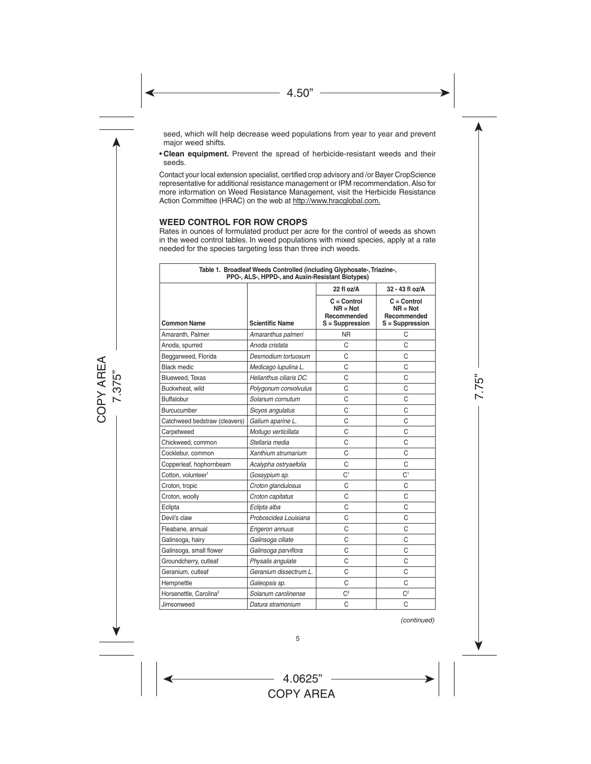seed, which will help decrease weed populations from year to year and prevent major weed shifts.

- **Clean equipment.** Prevent the spread of herbicide-resistant weeds and their seeds.

Contact your local extension specialist, certified crop advisory and /or Bayer CropScience representative for additional resistance management or IPM recommendation. Also for more information on Weed Resistance Management, visit the Herbicide Resistance Action Committee (HRAC) on the web at http://www.hracglobal.com.

## WEED CONTROL FOR ROW CROPS

Rates in ounces of formulated product per acre for the control of weeds as shown in the weed control tables. In weed populations with mixed species, apply at a rate needed for the species targeting less than three inch weeds.

**Table 1. Broadleaf Weeds Controlled (including Glyphosate-, Triazine-, PPO-, ALS-, HPPD-, and Auxin-Resistant Biotypes)**

| | | 22 fl oz/A | 32 - 43 fl oz/A |
|---|---|---|---|
| **Common Name** | **Scientific Name** | **C = Control NR = Not Recommended S = Suppression** | **C = Control NR = Not Recommended S = Suppression** |
| Amaranth, Palmer | *Amaranthus palmeri* | NR | C |
| Anoda, spurred | *Anoda cristata* | C | C |
| Beggarweed, Florida | *Desmodium tortuosum* | C | C |
| Black medic | *Medicago lupulina L.* | C | C |
| Blueweed, Texas | *Helianthus ciliaris DC.* | C | C |
| Buckwheat, wild | *Polygonum convolvulus* | C | C |
| Buffalobur | *Solanum cornutum* | C | C |
| Burcucumber | *Sicyos angulatus* | C | C |
| Catchweed bedstraw (cleavers) | *Galium aparine L.* | C | C |
| Carpetweed | *Mollugo verticillata* | C | C |
| Chickweed, common | *Stellaria media* | C | C |
| Cocklebur, common | *Xanthium strumarium* | C | C |
| Copperleaf, hophornbeam | *Acalypha ostryaefolia* | C | C |
| Cotton, volunteer[1] | *Gossypium sp.* | C[1] | C[1] |
| Croton, tropic | *Croton glandulosus* | C | C |
| Croton, woolly | *Croton capitatus* | C | C |
| Eclipta | *Eclipta alba* | C | C |
| Devil's claw | *Proboscidea Louisiana* | C | C |
| Fleabane, annual | *Erigeron annuus* | C | C |
| Galinsoga, hairy | *Galinsoga ciliate* | C | C |
| Galinsoga, small flower | *Galinsoga parviflora* | C | C |
| Groundcherry, cutleaf | *Physalis angulate* | C | C |
| Geranium, cutleaf | *Geranium dissectrum L.* | C | C |
| Hempnettle | *Galeopsis sp.* | C | C |
| Horsenettle, Carolina[2] | *Solanum carolinense* | C[2] | C[2] |
| Jimsonweed | *Datura stramonium* | C | C |

*(continued)*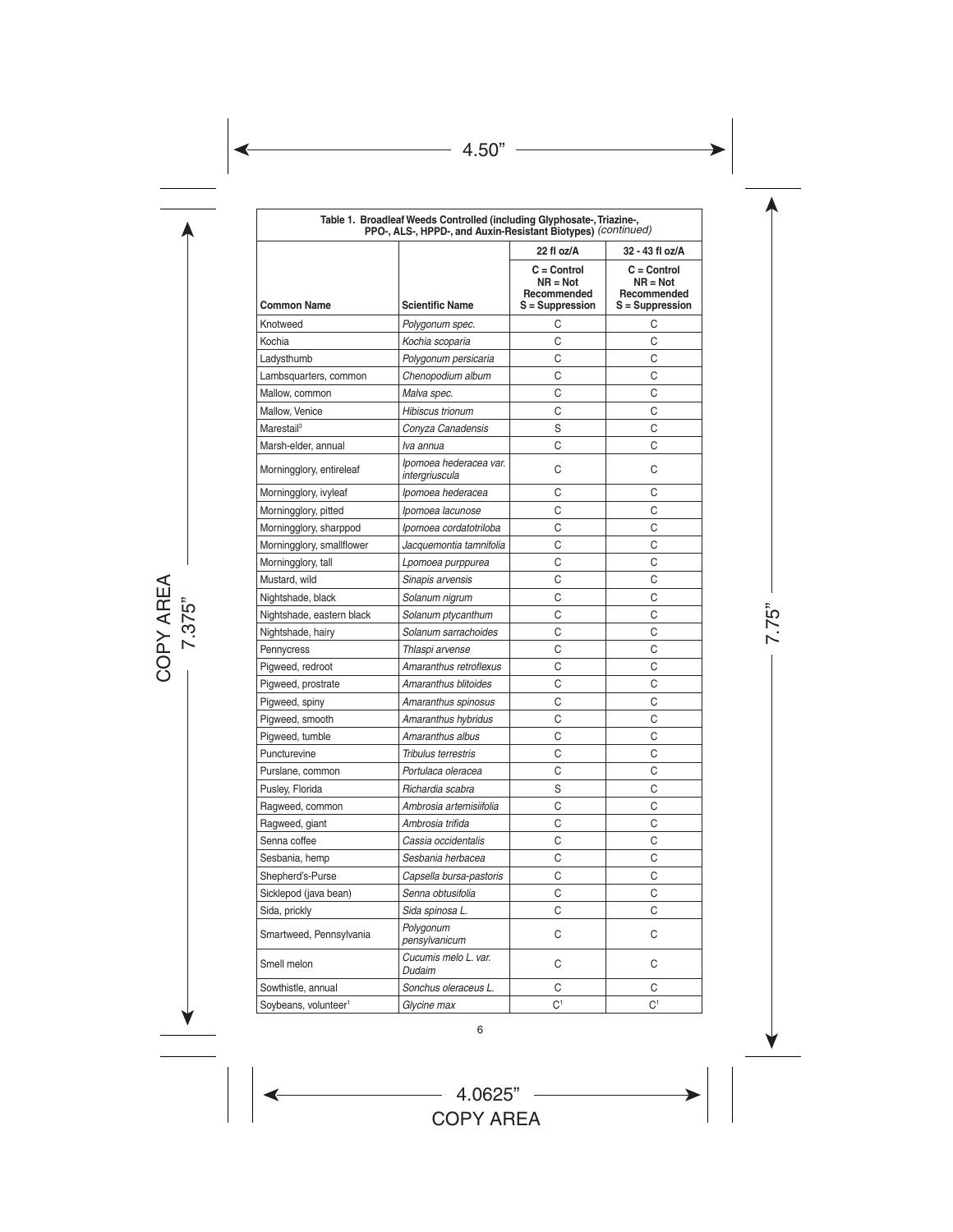**Table 1. Broadleaf Weeds Controlled (including Glyphosate-, Triazine-, PPO-, ALS-, HPPD-, and Auxin-Resistant Biotypes)** *(continued)*

| | | 22 fl oz/A | 32 - 43 fl oz/A |
|---|---|---|---|
| **Common Name** | **Scientific Name** | **C = Control NR = Not Recommended S = Suppression** | **C = Control NR = Not Recommended S = Suppression** |
| Knotweed | *Polygonum spec.* | C | C |
| Kochia | *Kochia scoparia* | C | C |
| Ladysthumb | *Polygonum persicaria* | C | C |
| Lambsquarters, common | *Chenopodium album* | C | C |
| Mallow, common | *Malva spec.* | C | C |
| Mallow, Venice | *Hibiscus trionum* | C | C |
| Marestail[3] | *Conyza Canadensis* | S | C |
| Marsh-elder, annual | *Iva annua* | C | C |
| Morningglory, entireleaf | *Ipomoea hederacea var. intergriuscula* | C | C |
| Morningglory, ivyleaf | *Ipomoea hederacea* | C | C |
| Morningglory, pitted | *Ipomoea lacunose* | C | C |
| Morningglory, sharppod | *Ipomoea cordatotriloba* | C | C |
| Morningglory, smallflower | *Jacquemontia tamnifolia* | C | C |
| Morningglory, tall | *Lpomoea purppurea* | C | C |
| Mustard, wild | *Sinapis arvensis* | C | C |
| Nightshade, black | *Solanum nigrum* | C | C |
| Nightshade, eastern black | *Solanum ptycanthum* | C | C |
| Nightshade, hairy | *Solanum sarrachoides* | C | C |
| Pennycress | *Thlaspi arvense* | C | C |
| Pigweed, redroot | *Amaranthus retroflexus* | C | C |
| Pigweed, prostrate | *Amaranthus blitoides* | C | C |
| Pigweed, spiny | *Amaranthus spinosus* | C | C |
| Pigweed, smooth | *Amaranthus hybridus* | C | C |
| Pigweed, tumble | *Amaranthus albus* | C | C |
| Puncturevine | *Tribulus terrestris* | C | C |
| Purslane, common | *Portulaca oleracea* | C | C |
| Pusley, Florida | *Richardia scabra* | S | C |
| Ragweed, common | *Ambrosia artemisiifolia* | C | C |
| Ragweed, giant | *Ambrosia trifida* | C | C |
| Senna coffee | *Cassia occidentalis* | C | C |
| Sesbania, hemp | *Sesbania herbacea* | C | C |
| Shepherd's-Purse | *Capsella bursa-pastoris* | C | C |
| Sicklepod (java bean) | *Senna obtusifolia* | C | C |
| Sida, prickly | *Sida spinosa L.* | C | C |
| Smartweed, Pennsylvania | *Polygonum pensylvanicum* | C | C |
| Smell melon | *Cucumis melo L. var. Dudaim* | C | C |
| Sowthistle, annual | *Sonchus oleraceus L.* | C | C |
| Soybeans, volunteer[1] | *Glycine max* | C[1] | C[1] |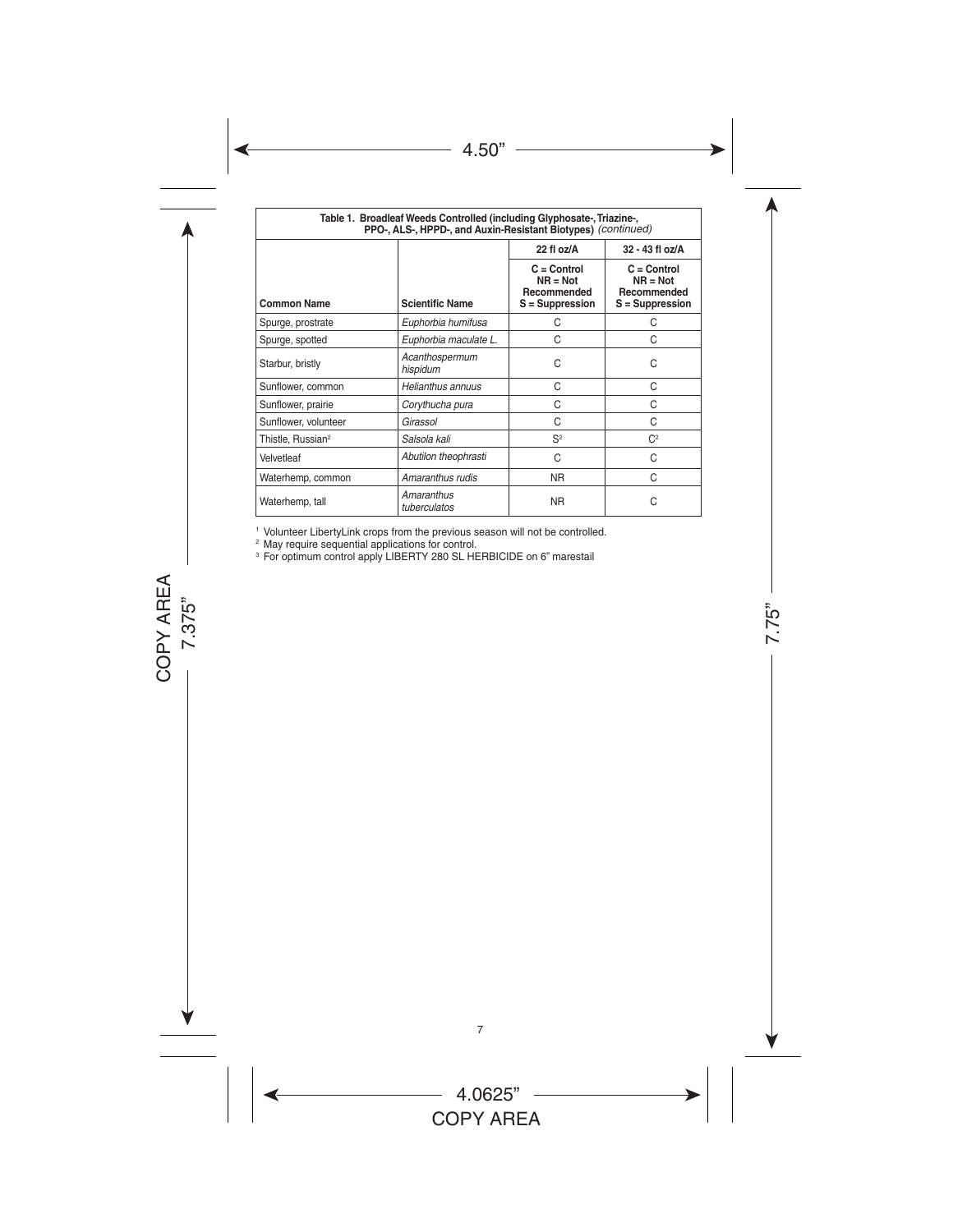| **Table 1. Broadleaf Weeds Controlled (including Glyphosate-, Triazine-, PPO-, ALS-, HPPD-, and Auxin-Resistant Biotypes)** *(continued)* | | | |
|---|---|---|---|
| | | **22 fl oz/A** | **32 - 43 fl oz/A** |
| **Common Name** | **Scientific Name** | **C = Control NR = Not Recommended S = Suppression** | **C = Control NR = Not Recommended S = Suppression** |
| Spurge, prostrate | *Euphorbia humifusa* | C | C |
| Spurge, spotted | *Euphorbia maculate L.* | C | C |
| Starbur, bristly | *Acanthospermum hispidum* | C | C |
| Sunflower, common | *Helianthus annuus* | C | C |
| Sunflower, prairie | *Corythucha pura* | C | C |
| Sunflower, volunteer | *Girassol* | C | C |
| Thistle, Russian[2] | *Salsola kali* | S[2] | C[2] |
| Velvetleaf | *Abutilon theophrasti* | C | C |
| Waterhemp, common | *Amaranthus rudis* | NR | C |
| Waterhemp, tall | *Amaranthus tuberculatos* | NR | C |

[1] Volunteer LibertyLink crops from the previous season will not be controlled.

[2] May require sequential applications for control.

[3] For optimum control apply LIBERTY 280 SL HERBICIDE on 6" marestail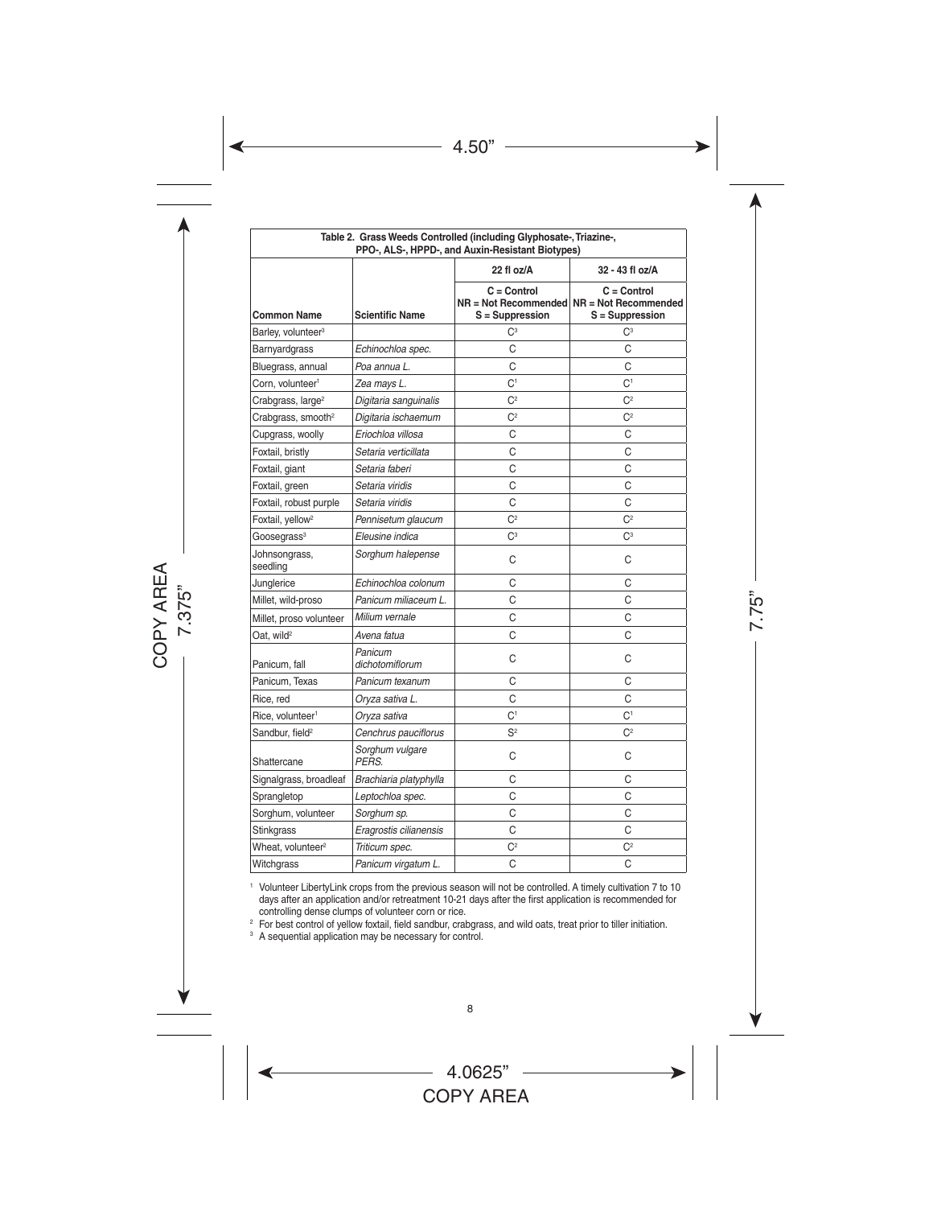| Table 2. Grass Weeds Controlled (including Glyphosate-, Triazine-, PPO-, ALS-, HPPD-, and Auxin-Resistant Biotypes) | | | |
|---|---|---|---|
| | | 22 fl oz/A | 32 - 43 fl oz/A |
| Common Name | Scientific Name | C = Control<br>NR = Not Recommended<br>S = Suppression | C = Control<br>NR = Not Recommended<br>S = Suppression |
| Barley, volunteer[3] | | C[3] | C[3] |
| Barnyardgrass | *Echinochloa spec.* | C | C |
| Bluegrass, annual | *Poa annua L.* | C | C |
| Corn, volunteer[1] | *Zea mays L.* | C[1] | C[1] |
| Crabgrass, large[2] | *Digitaria sanguinalis* | C[2] | C[2] |
| Crabgrass, smooth[2] | *Digitaria ischaemum* | C[2] | C[2] |
| Cupgrass, woolly | *Eriochloa villosa* | C | C |
| Foxtail, bristly | *Setaria verticillata* | C | C |
| Foxtail, giant | *Setaria faberi* | C | C |
| Foxtail, green | *Setaria viridis* | C | C |
| Foxtail, robust purple | *Setaria viridis* | C | C |
| Foxtail, yellow[2] | *Pennisetum glaucum* | C[2] | C[2] |
| Goosegrass[3] | *Eleusine indica* | C[3] | C[3] |
| Johnsongrass, seedling | *Sorghum halepense* | C | C |
| Junglerice | *Echinochloa colonum* | C | C |
| Millet, wild-proso | *Panicum miliaceum L.* | C | C |
| Millet, proso volunteer | *Milium vernale* | C | C |
| Oat, wild[2] | *Avena fatua* | C | C |
| Panicum, fall | *Panicum dichotomiflorum* | C | C |
| Panicum, Texas | *Panicum texanum* | C | C |
| Rice, red | *Oryza sativa L.* | C | C |
| Rice, volunteer[1] | *Oryza sativa* | C[1] | C[1] |
| Sandbur, field[2] | *Cenchrus pauciflorus* | S[2] | C[2] |
| Shattercane | *Sorghum vulgare PERS.* | C | C |
| Signalgrass, broadleaf | *Brachiaria platyphylla* | C | C |
| Sprangletop | *Leptochloa spec.* | C | C |
| Sorghum, volunteer | *Sorghum sp.* | C | C |
| Stinkgrass | *Eragrostis cilianensis* | C | C |
| Wheat, volunteer[2] | *Triticum spec.* | C[2] | C[2] |
| Witchgrass | *Panicum virgatum L.* | C | C |

[1] Volunteer LibertyLink crops from the previous season will not be controlled. A timely cultivation 7 to 10 days after an application and/or retreatment 10-21 days after the first application is recommended for controlling dense clumps of volunteer corn or rice.

[2] For best control of yellow foxtail, field sandbur, crabgrass, and wild oats, treat prior to tiller initiation.

[3] A sequential application may be necessary for control.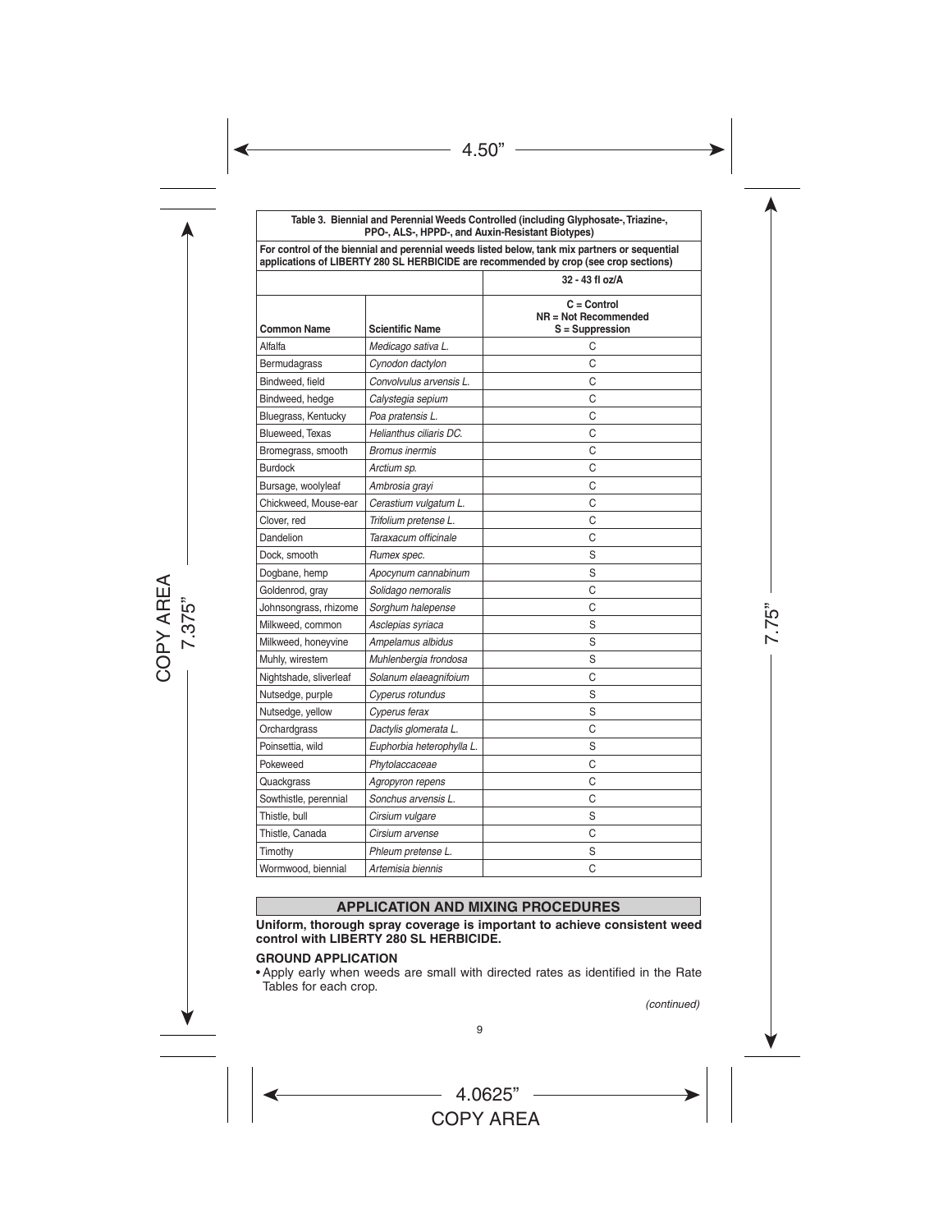| Table 3. Biennial and Perennial Weeds Controlled (including Glyphosate-, Triazine-, PPO-, ALS-, HPPD-, and Auxin-Resistant Biotypes) | | |
|---|---|---|
| For control of the biennial and perennial weeds listed below, tank mix partners or sequential applications of LIBERTY 280 SL HERBICIDE are recommended by crop (see crop sections) | | |
| | | **32 - 43 fl oz/A** |
| **Common Name** | **Scientific Name** | **C = Control<br>NR = Not Recommended<br>S = Suppression** |
| Alfalfa | *Medicago sativa L.* | C |
| Bermudagrass | *Cynodon dactylon* | C |
| Bindweed, field | *Convolvulus arvensis L.* | C |
| Bindweed, hedge | *Calystegia sepium* | C |
| Bluegrass, Kentucky | *Poa pratensis L.* | C |
| Blueweed, Texas | *Helianthus ciliaris DC.* | C |
| Bromegrass, smooth | *Bromus inermis* | C |
| Burdock | *Arctium sp.* | C |
| Bursage, woolyleaf | *Ambrosia grayi* | C |
| Chickweed, Mouse-ear | *Cerastium vulgatum L.* | C |
| Clover, red | *Trifolium pretense L.* | C |
| Dandelion | *Taraxacum officinale* | C |
| Dock, smooth | *Rumex spec.* | S |
| Dogbane, hemp | *Apocynum cannabinum* | S |
| Goldenrod, gray | *Solidago nemoralis* | C |
| Johnsongrass, rhizome | *Sorghum halepense* | C |
| Milkweed, common | *Asclepias syriaca* | S |
| Milkweed, honeyvine | *Ampelamus albidus* | S |
| Muhly, wirestem | *Muhlenbergia frondosa* | S |
| Nightshade, sliverleaf | *Solanum elaeagnifoium* | C |
| Nutsedge, purple | *Cyperus rotundus* | S |
| Nutsedge, yellow | *Cyperus ferax* | S |
| Orchardgrass | *Dactylis glomerata L.* | C |
| Poinsettia, wild | *Euphorbia heterophylla L.* | S |
| Pokeweed | *Phytolaccaceae* | C |
| Quackgrass | *Agropyron repens* | C |
| Sowthistle, perennial | *Sonchus arvensis L.* | C |
| Thistle, bull | *Cirsium vulgare* | S |
| Thistle, Canada | *Cirsium arvense* | C |
| Timothy | *Phleum pretense L.* | S |
| Wormwood, biennial | *Artemisia biennis* | C |

## APPLICATION AND MIXING PROCEDURES

**Uniform, thorough spray coverage is important to achieve consistent weed control with LIBERTY 280 SL HERBICIDE.**

### GROUND APPLICATION

- Apply early when weeds are small with directed rates as identified in the Rate Tables for each crop.

*(continued)*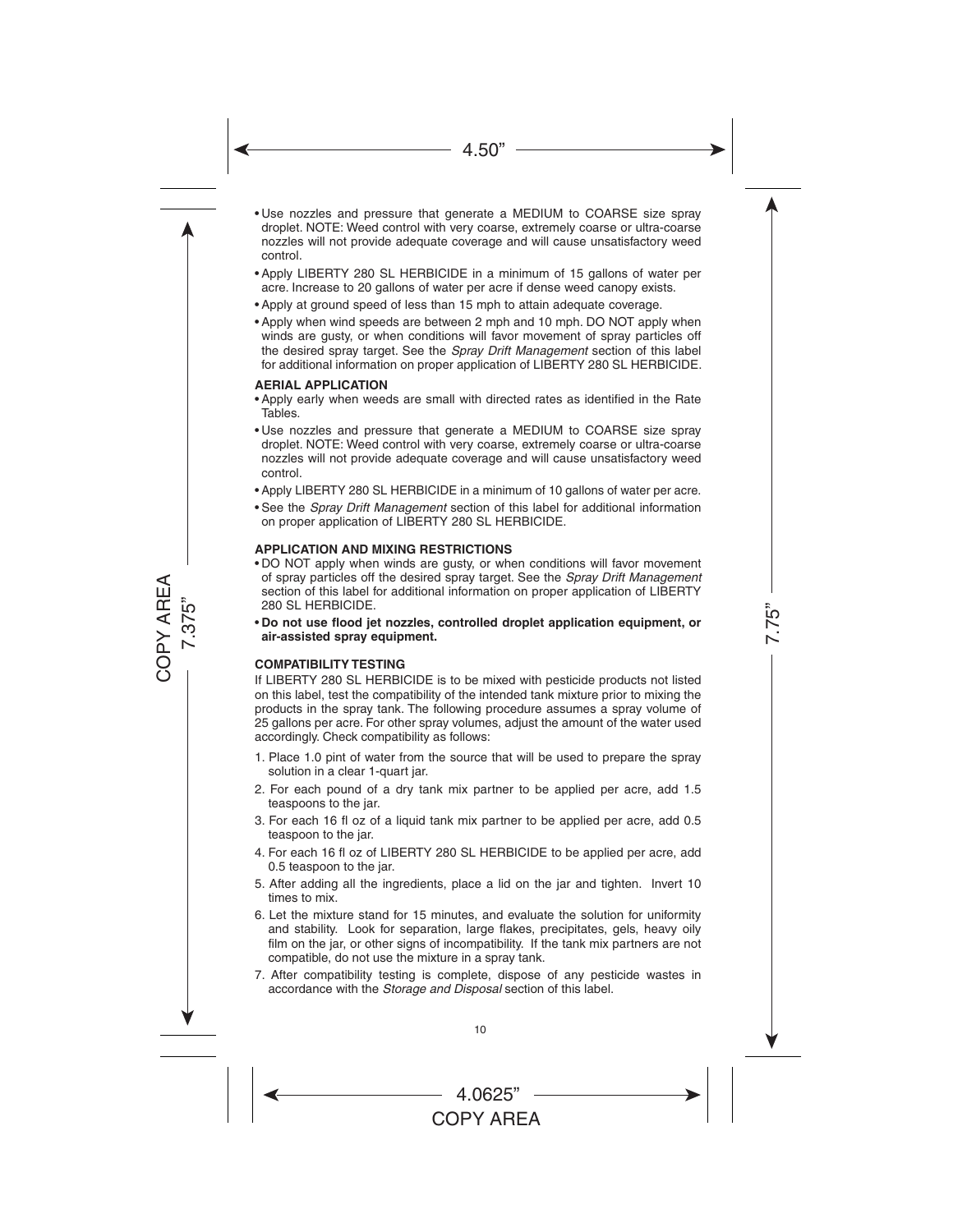- Use nozzles and pressure that generate a MEDIUM to COARSE size spray droplet. NOTE: Weed control with very coarse, extremely coarse or ultra-coarse nozzles will not provide adequate coverage and will cause unsatisfactory weed control.
- Apply LIBERTY 280 SL HERBICIDE in a minimum of 15 gallons of water per acre. Increase to 20 gallons of water per acre if dense weed canopy exists.
- Apply at ground speed of less than 15 mph to attain adequate coverage.
- Apply when wind speeds are between 2 mph and 10 mph. DO NOT apply when winds are gusty, or when conditions will favor movement of spray particles off the desired spray target. See the *Spray Drift Management* section of this label for additional information on proper application of LIBERTY 280 SL HERBICIDE.

**AERIAL APPLICATION**

- Apply early when weeds are small with directed rates as identified in the Rate Tables.
- Use nozzles and pressure that generate a MEDIUM to COARSE size spray droplet. NOTE: Weed control with very coarse, extremely coarse or ultra-coarse nozzles will not provide adequate coverage and will cause unsatisfactory weed control.
- Apply LIBERTY 280 SL HERBICIDE in a minimum of 10 gallons of water per acre.
- See the *Spray Drift Management* section of this label for additional information on proper application of LIBERTY 280 SL HERBICIDE.

**APPLICATION AND MIXING RESTRICTIONS**

- DO NOT apply when winds are gusty, or when conditions will favor movement of spray particles off the desired spray target. See the *Spray Drift Management* section of this label for additional information on proper application of LIBERTY 280 SL HERBICIDE.
- **Do not use flood jet nozzles, controlled droplet application equipment, or air-assisted spray equipment.**

**COMPATIBILITY TESTING**

If LIBERTY 280 SL HERBICIDE is to be mixed with pesticide products not listed on this label, test the compatibility of the intended tank mixture prior to mixing the products in the spray tank. The following procedure assumes a spray volume of 25 gallons per acre. For other spray volumes, adjust the amount of the water used accordingly. Check compatibility as follows:

1. Place 1.0 pint of water from the source that will be used to prepare the spray solution in a clear 1-quart jar.
2. For each pound of a dry tank mix partner to be applied per acre, add 1.5 teaspoons to the jar.
3. For each 16 fl oz of a liquid tank mix partner to be applied per acre, add 0.5 teaspoon to the jar.
4. For each 16 fl oz of LIBERTY 280 SL HERBICIDE to be applied per acre, add 0.5 teaspoon to the jar.
5. After adding all the ingredients, place a lid on the jar and tighten. Invert 10 times to mix.
6. Let the mixture stand for 15 minutes, and evaluate the solution for uniformity and stability. Look for separation, large flakes, precipitates, gels, heavy oily film on the jar, or other signs of incompatibility. If the tank mix partners are not compatible, do not use the mixture in a spray tank.
7. After compatibility testing is complete, dispose of any pesticide wastes in accordance with the *Storage and Disposal* section of this label.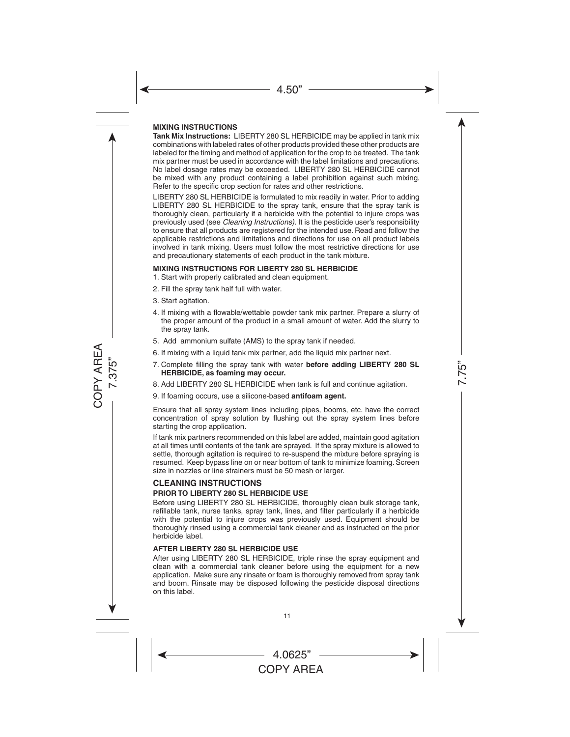**MIXING INSTRUCTIONS**

**Tank Mix Instructions:** LIBERTY 280 SL HERBICIDE may be applied in tank mix combinations with labeled rates of other products provided these other products are labeled for the timing and method of application for the crop to be treated. The tank mix partner must be used in accordance with the label limitations and precautions. No label dosage rates may be exceeded. LIBERTY 280 SL HERBICIDE cannot be mixed with any product containing a label prohibition against such mixing. Refer to the specific crop section for rates and other restrictions.

LIBERTY 280 SL HERBICIDE is formulated to mix readily in water. Prior to adding LIBERTY 280 SL HERBICIDE to the spray tank, ensure that the spray tank is thoroughly clean, particularly if a herbicide with the potential to injure crops was previously used (see *Cleaning Instructions).* It is the pesticide user's responsibility to ensure that all products are registered for the intended use. Read and follow the applicable restrictions and limitations and directions for use on all product labels involved in tank mixing. Users must follow the most restrictive directions for use and precautionary statements of each product in the tank mixture.

**MIXING INSTRUCTIONS FOR LIBERTY 280 SL HERBICIDE**

1. Start with properly calibrated and clean equipment.
2. Fill the spray tank half full with water.
3. Start agitation.
4. If mixing with a flowable/wettable powder tank mix partner. Prepare a slurry of the proper amount of the product in a small amount of water. Add the slurry to the spray tank.
5. Add ammonium sulfate (AMS) to the spray tank if needed.
6. If mixing with a liquid tank mix partner, add the liquid mix partner next.
7. Complete filling the spray tank with water **before adding LIBERTY 280 SL HERBICIDE, as foaming may occur.**
8. Add LIBERTY 280 SL HERBICIDE when tank is full and continue agitation.
9. If foaming occurs, use a silicone-based **antifoam agent.**

Ensure that all spray system lines including pipes, booms, etc. have the correct concentration of spray solution by flushing out the spray system lines before starting the crop application.

If tank mix partners recommended on this label are added, maintain good agitation at all times until contents of the tank are sprayed. If the spray mixture is allowed to settle, thorough agitation is required to re-suspend the mixture before spraying is resumed. Keep bypass line on or near bottom of tank to minimize foaming. Screen size in nozzles or line strainers must be 50 mesh or larger.

## CLEANING INSTRUCTIONS

**PRIOR TO LIBERTY 280 SL HERBICIDE USE**

Before using LIBERTY 280 SL HERBICIDE, thoroughly clean bulk storage tank, refillable tank, nurse tanks, spray tank, lines, and filter particularly if a herbicide with the potential to injure crops was previously used. Equipment should be thoroughly rinsed using a commercial tank cleaner and as instructed on the prior herbicide label.

**AFTER LIBERTY 280 SL HERBICIDE USE**

After using LIBERTY 280 SL HERBICIDE, triple rinse the spray equipment and clean with a commercial tank cleaner before using the equipment for a new application. Make sure any rinsate or foam is thoroughly removed from spray tank and boom. Rinsate may be disposed following the pesticide disposal directions on this label.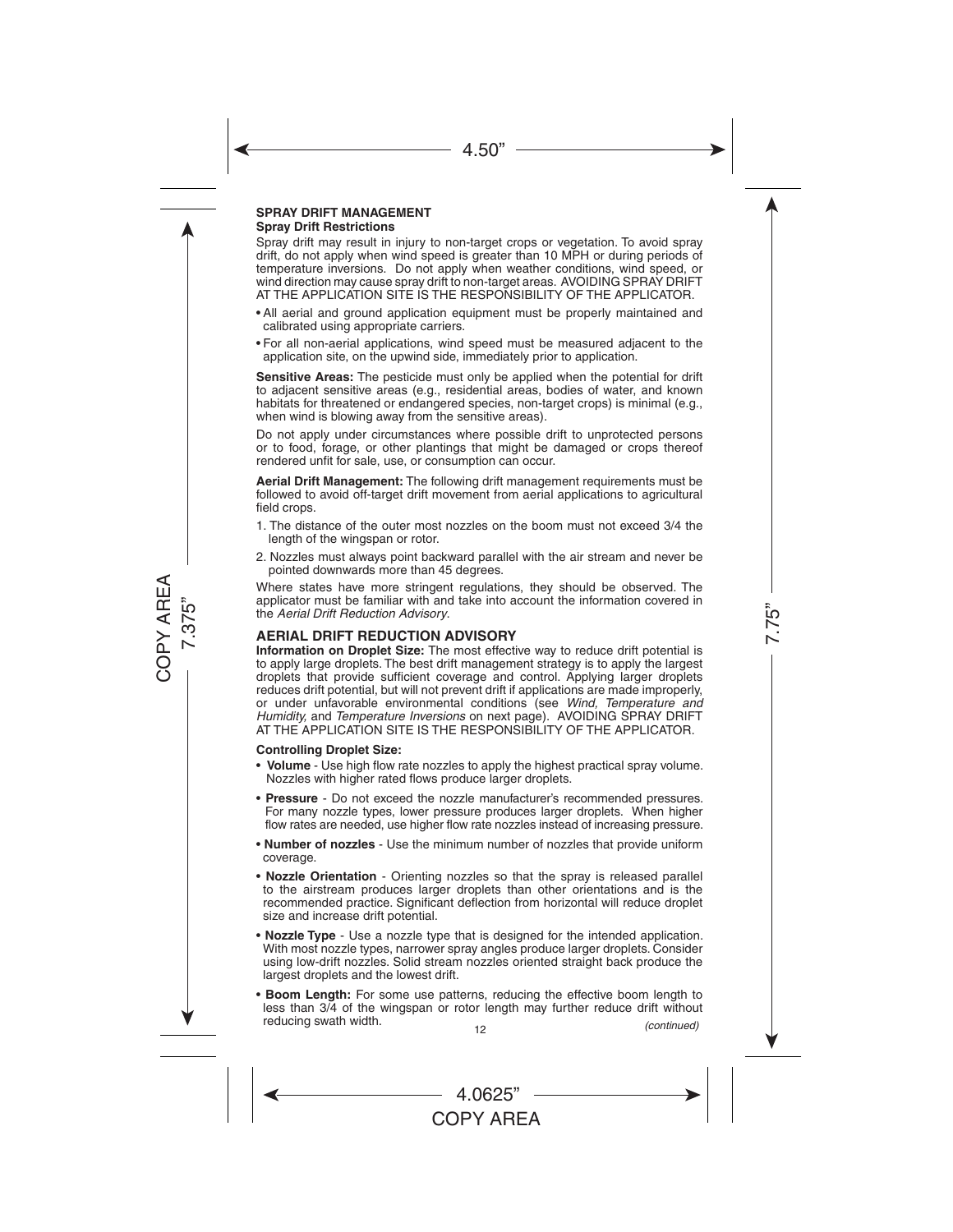## SPRAY DRIFT MANAGEMENT

### Spray Drift Restrictions

Spray drift may result in injury to non-target crops or vegetation. To avoid spray drift, do not apply when wind speed is greater than 10 MPH or during periods of temperature inversions. Do not apply when weather conditions, wind speed, or wind direction may cause spray drift to non-target areas. AVOIDING SPRAY DRIFT AT THE APPLICATION SITE IS THE RESPONSIBILITY OF THE APPLICATOR.

- All aerial and ground application equipment must be properly maintained and calibrated using appropriate carriers.
- For all non-aerial applications, wind speed must be measured adjacent to the application site, on the upwind side, immediately prior to application.

**Sensitive Areas:** The pesticide must only be applied when the potential for drift to adjacent sensitive areas (e.g., residential areas, bodies of water, and known habitats for threatened or endangered species, non-target crops) is minimal (e.g., when wind is blowing away from the sensitive areas).

Do not apply under circumstances where possible drift to unprotected persons or to food, forage, or other plantings that might be damaged or crops thereof rendered unfit for sale, use, or consumption can occur.

**Aerial Drift Management:** The following drift management requirements must be followed to avoid off-target drift movement from aerial applications to agricultural field crops.

1. The distance of the outer most nozzles on the boom must not exceed 3/4 the length of the wingspan or rotor.
2. Nozzles must always point backward parallel with the air stream and never be pointed downwards more than 45 degrees.

Where states have more stringent regulations, they should be observed. The applicator must be familiar with and take into account the information covered in the *Aerial Drift Reduction Advisory.*

## AERIAL DRIFT REDUCTION ADVISORY

**Information on Droplet Size:** The most effective way to reduce drift potential is to apply large droplets. The best drift management strategy is to apply the largest droplets that provide sufficient coverage and control. Applying larger droplets reduces drift potential, but will not prevent drift if applications are made improperly, or under unfavorable environmental conditions (see *Wind, Temperature and Humidity,* and *Temperature Inversions* on next page). AVOIDING SPRAY DRIFT AT THE APPLICATION SITE IS THE RESPONSIBILITY OF THE APPLICATOR.

**Controlling Droplet Size:**

- **Volume** - Use high flow rate nozzles to apply the highest practical spray volume. Nozzles with higher rated flows produce larger droplets.
- **Pressure** - Do not exceed the nozzle manufacturer's recommended pressures. For many nozzle types, lower pressure produces larger droplets. When higher flow rates are needed, use higher flow rate nozzles instead of increasing pressure.
- **Number of nozzles** - Use the minimum number of nozzles that provide uniform coverage.
- **Nozzle Orientation** - Orienting nozzles so that the spray is released parallel to the airstream produces larger droplets than other orientations and is the recommended practice. Significant deflection from horizontal will reduce droplet size and increase drift potential.
- **Nozzle Type** - Use a nozzle type that is designed for the intended application. With most nozzle types, narrower spray angles produce larger droplets. Consider using low-drift nozzles. Solid stream nozzles oriented straight back produce the largest droplets and the lowest drift.
- **Boom Length:** For some use patterns, reducing the effective boom length to less than 3/4 of the wingspan or rotor length may further reduce drift without reducing swath width.

*(continued)*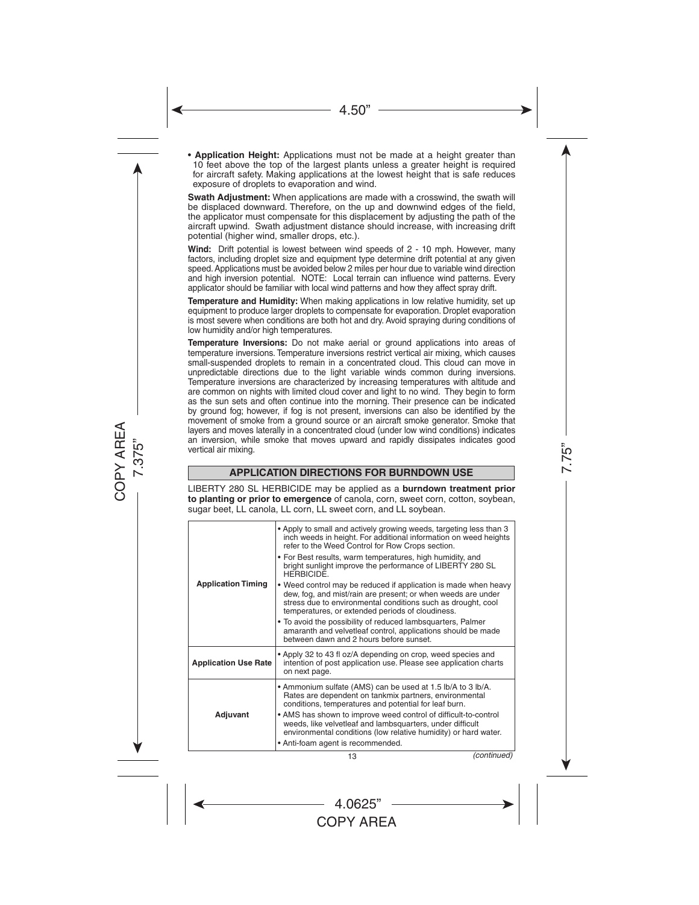- **Application Height:** Applications must not be made at a height greater than 10 feet above the top of the largest plants unless a greater height is required for aircraft safety. Making applications at the lowest height that is safe reduces exposure of droplets to evaporation and wind.

**Swath Adjustment:** When applications are made with a crosswind, the swath will be displaced downward. Therefore, on the up and downwind edges of the field, the applicator must compensate for this displacement by adjusting the path of the aircraft upwind. Swath adjustment distance should increase, with increasing drift potential (higher wind, smaller drops, etc.).

**Wind:** Drift potential is lowest between wind speeds of 2 - 10 mph. However, many factors, including droplet size and equipment type determine drift potential at any given speed. Applications must be avoided below 2 miles per hour due to variable wind direction and high inversion potential. NOTE: Local terrain can influence wind patterns. Every applicator should be familiar with local wind patterns and how they affect spray drift.

**Temperature and Humidity:** When making applications in low relative humidity, set up equipment to produce larger droplets to compensate for evaporation. Droplet evaporation is most severe when conditions are both hot and dry. Avoid spraying during conditions of low humidity and/or high temperatures.

**Temperature Inversions:** Do not make aerial or ground applications into areas of temperature inversions. Temperature inversions restrict vertical air mixing, which causes small-suspended droplets to remain in a concentrated cloud. This cloud can move in unpredictable directions due to the light variable winds common during inversions. Temperature inversions are characterized by increasing temperatures with altitude and are common on nights with limited cloud cover and light to no wind. They begin to form as the sun sets and often continue into the morning. Their presence can be indicated by ground fog; however, if fog is not present, inversions can also be identified by the movement of smoke from a ground source or an aircraft smoke generator. Smoke that layers and moves laterally in a concentrated cloud (under low wind conditions) indicates an inversion, while smoke that moves upward and rapidly dissipates indicates good vertical air mixing.

## APPLICATION DIRECTIONS FOR BURNDOWN USE

LIBERTY 280 SL HERBICIDE may be applied as a **burndown treatment prior to planting or prior to emergence** of canola, corn, sweet corn, cotton, soybean, sugar beet, LL canola, LL corn, LL sweet corn, and LL soybean.

| | |
|---|---|
| **Application Timing** | • Apply to small and actively growing weeds, targeting less than 3 inch weeds in height. For additional information on weed heights refer to the Weed Control for Row Crops section.<br>• For Best results, warm temperatures, high humidity, and bright sunlight improve the performance of LIBERTY 280 SL HERBICIDE.<br>• Weed control may be reduced if application is made when heavy dew, fog, and mist/rain are present; or when weeds are under stress due to environmental conditions such as drought, cool temperatures, or extended periods of cloudiness.<br>• To avoid the possibility of reduced lambsquarters, Palmer amaranth and velvetleaf control, applications should be made between dawn and 2 hours before sunset. |
| **Application Use Rate** | • Apply 32 to 43 fl oz/A depending on crop, weed species and intention of post application use. Please see application charts on next page. |
| **Adjuvant** | • Ammonium sulfate (AMS) can be used at 1.5 lb/A to 3 lb/A. Rates are dependent on tankmix partners, environmental conditions, temperatures and potential for leaf burn.<br>• AMS has shown to improve weed control of difficult-to-control weeds, like velvetleaf and lambsquarters, under difficult environmental conditions (low relative humidity) or hard water.<br>• Anti-foam agent is recommended. |

*(continued)*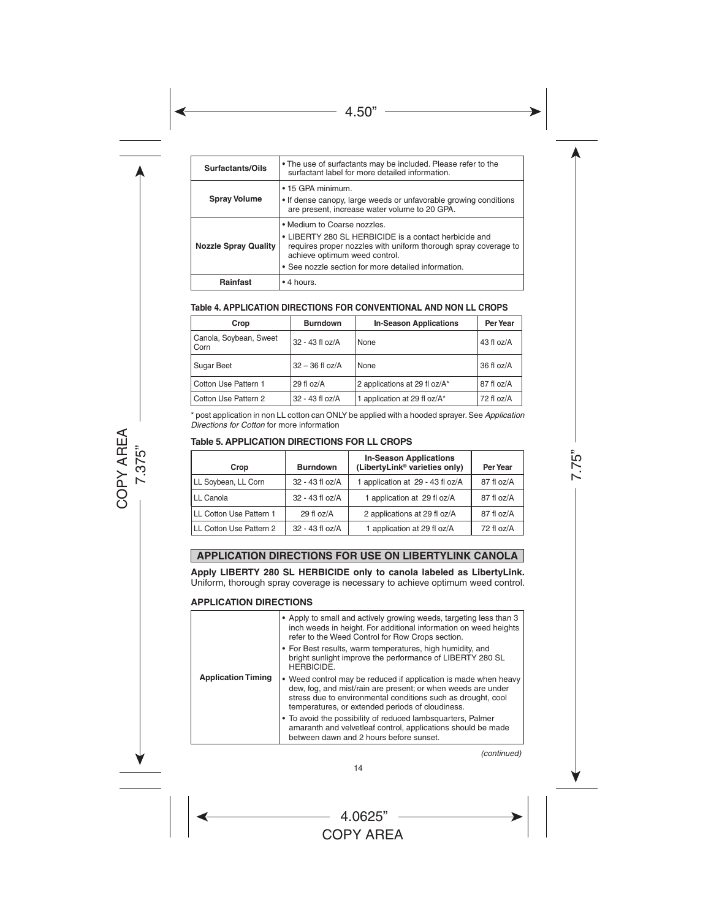| | |
|---|---|
| **Surfactants/Oils** | • The use of surfactants may be included. Please refer to the surfactant label for more detailed information. |
| **Spray Volume** | • 15 GPA minimum.<br>• If dense canopy, large weeds or unfavorable growing conditions are present, increase water volume to 20 GPA. |
| **Nozzle Spray Quality** | • Medium to Coarse nozzles.<br>• LIBERTY 280 SL HERBICIDE is a contact herbicide and requires proper nozzles with uniform thorough spray coverage to achieve optimum weed control.<br>• See nozzle section for more detailed information. |
| **Rainfast** | • 4 hours. |

#### Table 4. APPLICATION DIRECTIONS FOR CONVENTIONAL AND NON LL CROPS

| Crop | Burndown | In-Season Applications | Per Year |
|---|---|---|---|
| Canola, Soybean, Sweet Corn | 32 - 43 fl oz/A | None | 43 fl oz/A |
| Sugar Beet | 32 – 36 fl oz/A | None | 36 fl oz/A |
| Cotton Use Pattern 1 | 29 fl oz/A | 2 applications at 29 fl oz/A* | 87 fl oz/A |
| Cotton Use Pattern 2 | 32 - 43 fl oz/A | 1 application at 29 fl oz/A* | 72 fl oz/A |

* post application in non LL cotton can ONLY be applied with a hooded sprayer. See *Application Directions for Cotton* for more information

#### Table 5. APPLICATION DIRECTIONS FOR LL CROPS

| Crop | Burndown | In-Season Applications (LibertyLink® varieties only) | Per Year |
|---|---|---|---|
| LL Soybean, LL Corn | 32 - 43 fl oz/A | 1 application at 29 - 43 fl oz/A | 87 fl oz/A |
| LL Canola | 32 - 43 fl oz/A | 1 application at 29 fl oz/A | 87 fl oz/A |
| LL Cotton Use Pattern 1 | 29 fl oz/A | 2 applications at 29 fl oz/A | 87 fl oz/A |
| LL Cotton Use Pattern 2 | 32 - 43 fl oz/A | 1 application at 29 fl oz/A | 72 fl oz/A |

## APPLICATION DIRECTIONS FOR USE ON LIBERTYLINK CANOLA

**Apply LIBERTY 280 SL HERBICIDE only to canola labeled as LibertyLink.** Uniform, thorough spray coverage is necessary to achieve optimum weed control.

### APPLICATION DIRECTIONS

| | |
|---|---|
| **Application Timing** | • Apply to small and actively growing weeds, targeting less than 3 inch weeds in height. For additional information on weed heights refer to the Weed Control for Row Crops section.<br>• For Best results, warm temperatures, high humidity, and bright sunlight improve the performance of LIBERTY 280 SL HERBICIDE.<br>• Weed control may be reduced if application is made when heavy dew, fog, and mist/rain are present; or when weeds are under stress due to environmental conditions such as drought, cool temperatures, or extended periods of cloudiness.<br>• To avoid the possibility of reduced lambsquarters, Palmer amaranth and velvetleaf control, applications should be made between dawn and 2 hours before sunset. |

*(continued)*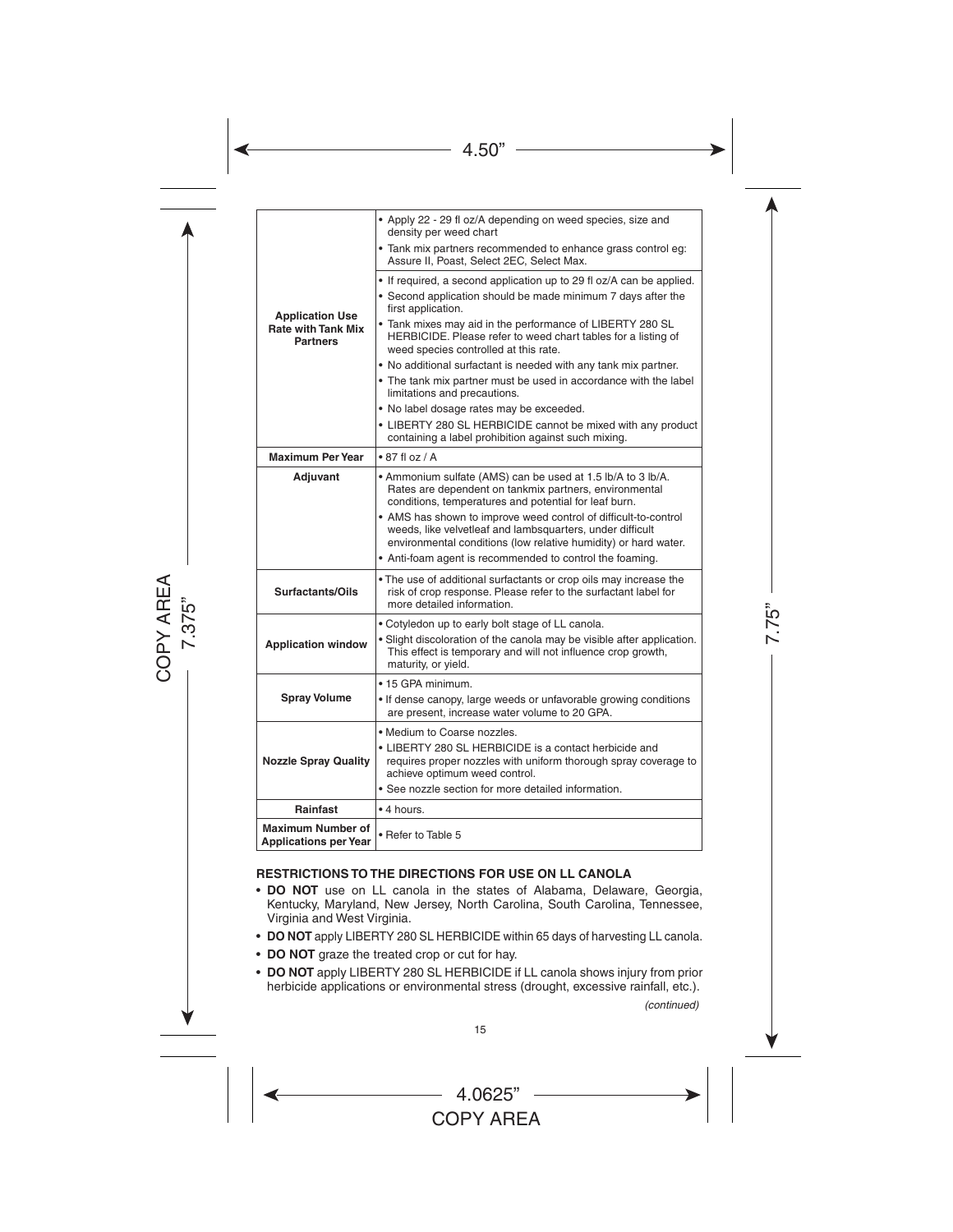| | |
|---|---|
| **Application Use Rate with Tank Mix Partners** | • Apply 22 - 29 fl oz/A depending on weed species, size and density per weed chart<br>• Tank mix partners recommended to enhance grass control eg: Assure II, Poast, Select 2EC, Select Max.<br>• If required, a second application up to 29 fl oz/A can be applied.<br>• Second application should be made minimum 7 days after the first application.<br>• Tank mixes may aid in the performance of LIBERTY 280 SL HERBICIDE. Please refer to weed chart tables for a listing of weed species controlled at this rate.<br>• No additional surfactant is needed with any tank mix partner.<br>• The tank mix partner must be used in accordance with the label limitations and precautions.<br>• No label dosage rates may be exceeded.<br>• LIBERTY 280 SL HERBICIDE cannot be mixed with any product containing a label prohibition against such mixing. |
| **Maximum Per Year** | • 87 fl oz / A |
| **Adjuvant** | • Ammonium sulfate (AMS) can be used at 1.5 lb/A to 3 lb/A. Rates are dependent on tankmix partners, environmental conditions, temperatures and potential for leaf burn.<br>• AMS has shown to improve weed control of difficult-to-control weeds, like velvetleaf and lambsquarters, under difficult environmental conditions (low relative humidity) or hard water.<br>• Anti-foam agent is recommended to control the foaming. |
| **Surfactants/Oils** | • The use of additional surfactants or crop oils may increase the risk of crop response. Please refer to the surfactant label for more detailed information. |
| **Application window** | • Cotyledon up to early bolt stage of LL canola.<br>• Slight discoloration of the canola may be visible after application. This effect is temporary and will not influence crop growth, maturity, or yield. |
| **Spray Volume** | • 15 GPA minimum.<br>• If dense canopy, large weeds or unfavorable growing conditions are present, increase water volume to 20 GPA. |
| **Nozzle Spray Quality** | • Medium to Coarse nozzles.<br>• LIBERTY 280 SL HERBICIDE is a contact herbicide and requires proper nozzles with uniform thorough spray coverage to achieve optimum weed control.<br>• See nozzle section for more detailed information. |
| **Rainfast** | • 4 hours. |
| **Maximum Number of Applications per Year** | • Refer to Table 5 |

**RESTRICTIONS TO THE DIRECTIONS FOR USE ON LL CANOLA**

- **DO NOT** use on LL canola in the states of Alabama, Delaware, Georgia, Kentucky, Maryland, New Jersey, North Carolina, South Carolina, Tennessee, Virginia and West Virginia.
- **DO NOT** apply LIBERTY 280 SL HERBICIDE within 65 days of harvesting LL canola.
- **DO NOT** graze the treated crop or cut for hay.
- **DO NOT** apply LIBERTY 280 SL HERBICIDE if LL canola shows injury from prior herbicide applications or environmental stress (drought, excessive rainfall, etc.).

*(continued)*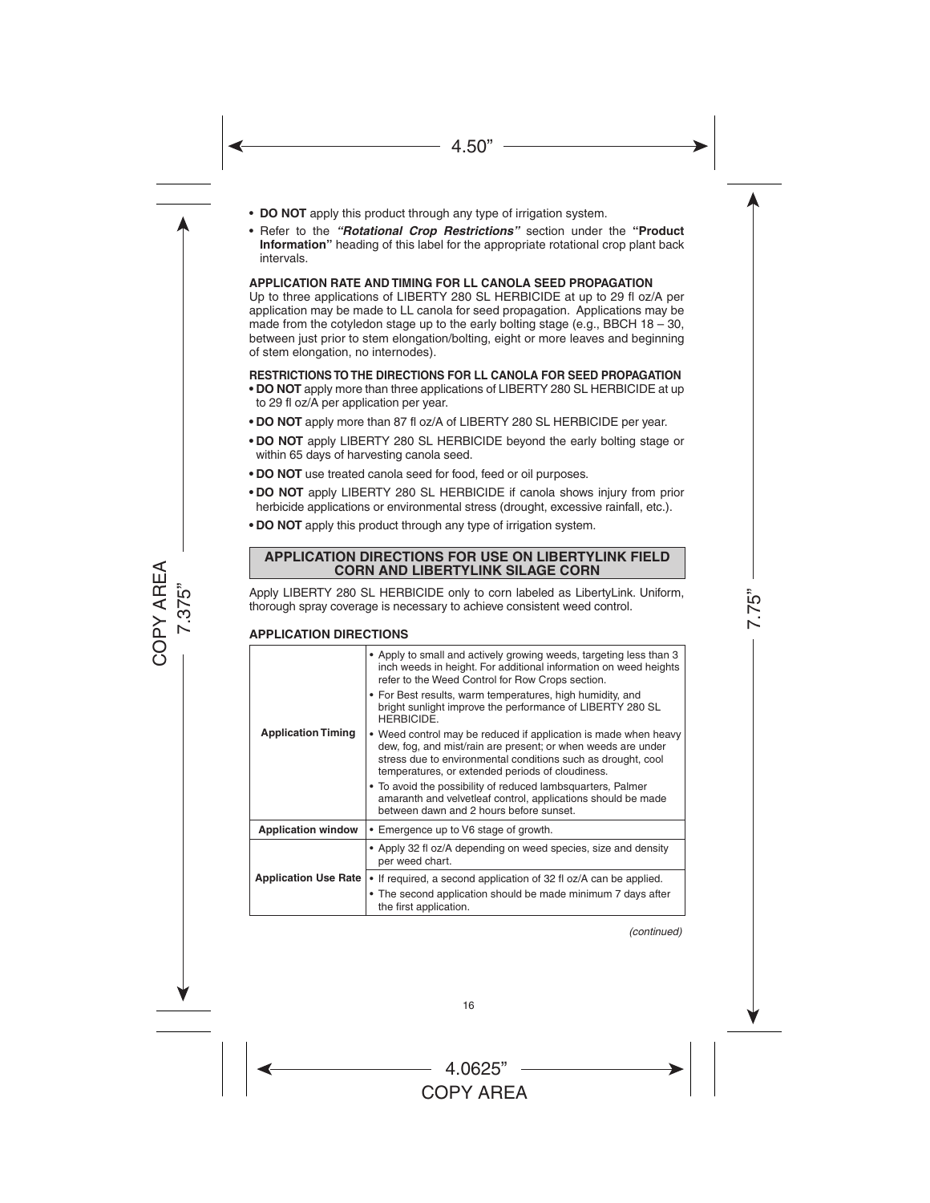- **DO NOT** apply this product through any type of irrigation system.
- Refer to the ***"Rotational Crop Restrictions"*** section under the **"Product Information"** heading of this label for the appropriate rotational crop plant back intervals.

**APPLICATION RATE AND TIMING FOR LL CANOLA SEED PROPAGATION**

Up to three applications of LIBERTY 280 SL HERBICIDE at up to 29 fl oz/A per application may be made to LL canola for seed propagation. Applications may be made from the cotyledon stage up to the early bolting stage (e.g., BBCH 18 – 30, between just prior to stem elongation/bolting, eight or more leaves and beginning of stem elongation, no internodes).

**RESTRICTIONS TO THE DIRECTIONS FOR LL CANOLA FOR SEED PROPAGATION**

- **DO NOT** apply more than three applications of LIBERTY 280 SL HERBICIDE at up to 29 fl oz/A per application per year.
- **DO NOT** apply more than 87 fl oz/A of LIBERTY 280 SL HERBICIDE per year.
- **DO NOT** apply LIBERTY 280 SL HERBICIDE beyond the early bolting stage or within 65 days of harvesting canola seed.
- **DO NOT** use treated canola seed for food, feed or oil purposes.
- **DO NOT** apply LIBERTY 280 SL HERBICIDE if canola shows injury from prior herbicide applications or environmental stress (drought, excessive rainfall, etc.).
- **DO NOT** apply this product through any type of irrigation system.

## APPLICATION DIRECTIONS FOR USE ON LIBERTYLINK FIELD CORN AND LIBERTYLINK SILAGE CORN

Apply LIBERTY 280 SL HERBICIDE only to corn labeled as LibertyLink. Uniform, thorough spray coverage is necessary to achieve consistent weed control.

**APPLICATION DIRECTIONS**

| | |
|---|---|
| **Application Timing** | • Apply to small and actively growing weeds, targeting less than 3 inch weeds in height. For additional information on weed heights refer to the Weed Control for Row Crops section.<br>• For Best results, warm temperatures, high humidity, and bright sunlight improve the performance of LIBERTY 280 SL HERBICIDE.<br>• Weed control may be reduced if application is made when heavy dew, fog, and mist/rain are present; or when weeds are under stress due to environmental conditions such as drought, cool temperatures, or extended periods of cloudiness.<br>• To avoid the possibility of reduced lambsquarters, Palmer amaranth and velvetleaf control, applications should be made between dawn and 2 hours before sunset. |
| **Application window** | • Emergence up to V6 stage of growth. |
| **Application Use Rate** | • Apply 32 fl oz/A depending on weed species, size and density per weed chart.<br>• If required, a second application of 32 fl oz/A can be applied.<br>• The second application should be made minimum 7 days after the first application. |

*(continued)*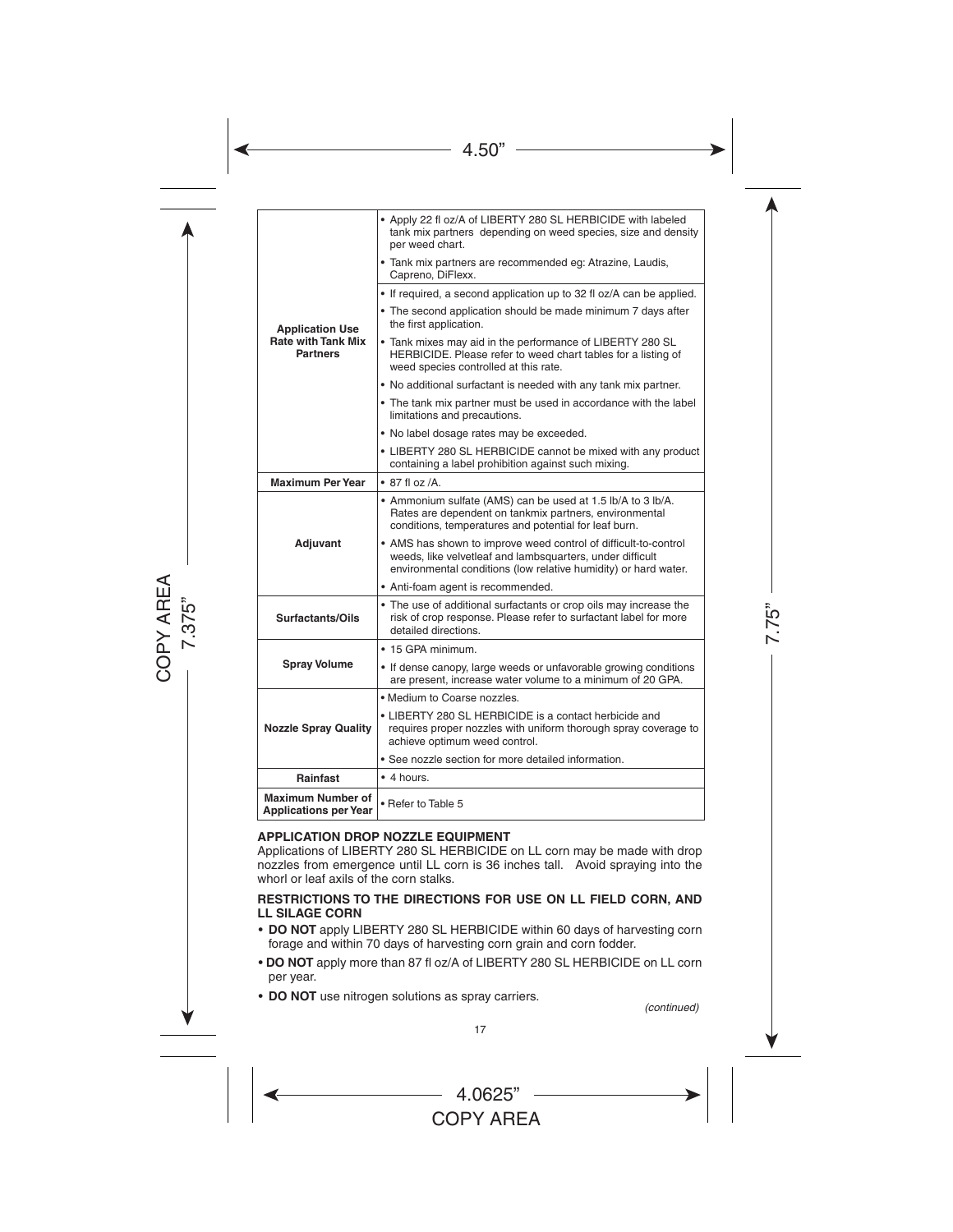| | |
|---|---|
| **Application Use Rate with Tank Mix Partners** | • Apply 22 fl oz/A of LIBERTY 280 SL HERBICIDE with labeled tank mix partners depending on weed species, size and density per weed chart.<br>• Tank mix partners are recommended eg: Atrazine, Laudis, Capreno, DiFlexx.<br>• If required, a second application up to 32 fl oz/A can be applied.<br>• The second application should be made minimum 7 days after the first application.<br>• Tank mixes may aid in the performance of LIBERTY 280 SL HERBICIDE. Please refer to weed chart tables for a listing of weed species controlled at this rate.<br>• No additional surfactant is needed with any tank mix partner.<br>• The tank mix partner must be used in accordance with the label limitations and precautions.<br>• No label dosage rates may be exceeded.<br>• LIBERTY 280 SL HERBICIDE cannot be mixed with any product containing a label prohibition against such mixing. |
| **Maximum Per Year** | • 87 fl oz /A. |
| **Adjuvant** | • Ammonium sulfate (AMS) can be used at 1.5 lb/A to 3 lb/A. Rates are dependent on tankmix partners, environmental conditions, temperatures and potential for leaf burn.<br>• AMS has shown to improve weed control of difficult-to-control weeds, like velvetleaf and lambsquarters, under difficult environmental conditions (low relative humidity) or hard water.<br>• Anti-foam agent is recommended. |
| **Surfactants/Oils** | • The use of additional surfactants or crop oils may increase the risk of crop response. Please refer to surfactant label for more detailed directions. |
| **Spray Volume** | • 15 GPA minimum.<br>• If dense canopy, large weeds or unfavorable growing conditions are present, increase water volume to a minimum of 20 GPA. |
| **Nozzle Spray Quality** | • Medium to Coarse nozzles.<br>• LIBERTY 280 SL HERBICIDE is a contact herbicide and requires proper nozzles with uniform thorough spray coverage to achieve optimum weed control.<br>• See nozzle section for more detailed information. |
| **Rainfast** | • 4 hours. |
| **Maximum Number of Applications per Year** | • Refer to Table 5 |

**APPLICATION DROP NOZZLE EQUIPMENT**

Applications of LIBERTY 280 SL HERBICIDE on LL corn may be made with drop nozzles from emergence until LL corn is 36 inches tall. Avoid spraying into the whorl or leaf axils of the corn stalks.

**RESTRICTIONS TO THE DIRECTIONS FOR USE ON LL FIELD CORN, AND LL SILAGE CORN**

- **DO NOT** apply LIBERTY 280 SL HERBICIDE within 60 days of harvesting corn forage and within 70 days of harvesting corn grain and corn fodder.
- **DO NOT** apply more than 87 fl oz/A of LIBERTY 280 SL HERBICIDE on LL corn per year.
- **DO NOT** use nitrogen solutions as spray carriers.

*(continued)*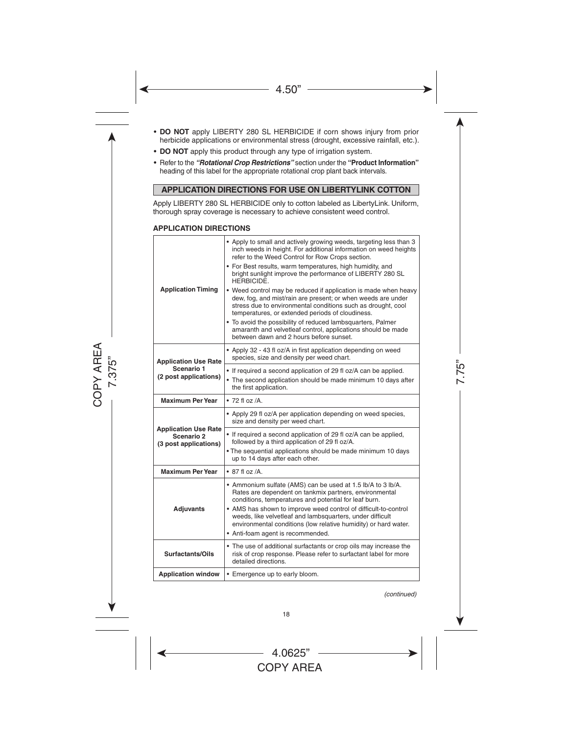- **DO NOT** apply LIBERTY 280 SL HERBICIDE if corn shows injury from prior herbicide applications or environmental stress (drought, excessive rainfall, etc.).
- **DO NOT** apply this product through any type of irrigation system.
- Refer to the ***"Rotational Crop Restrictions"*** section under the **"Product Information"** heading of this label for the appropriate rotational crop plant back intervals.

## APPLICATION DIRECTIONS FOR USE ON LIBERTYLINK COTTON

Apply LIBERTY 280 SL HERBICIDE only to cotton labeled as LibertyLink. Uniform, thorough spray coverage is necessary to achieve consistent weed control.

### APPLICATION DIRECTIONS

| | |
|---|---|
| **Application Timing** | • Apply to small and actively growing weeds, targeting less than 3 inch weeds in height. For additional information on weed heights refer to the Weed Control for Row Crops section.<br>• For Best results, warm temperatures, high humidity, and bright sunlight improve the performance of LIBERTY 280 SL HERBICIDE.<br>• Weed control may be reduced if application is made when heavy dew, fog, and mist/rain are present; or when weeds are under stress due to environmental conditions such as drought, cool temperatures, or extended periods of cloudiness.<br>• To avoid the possibility of reduced lambsquarters, Palmer amaranth and velvetleaf control, applications should be made between dawn and 2 hours before sunset. |
| **Application Use Rate Scenario 1 (2 post applications)** | • Apply 32 - 43 fl oz/A in first application depending on weed species, size and density per weed chart.<br>• If required a second application of 29 fl oz/A can be applied.<br>• The second application should be made minimum 10 days after the first application. |
| **Maximum Per Year** | • 72 fl oz /A. |
| **Application Use Rate Scenario 2 (3 post applications)** | • Apply 29 fl oz/A per application depending on weed species, size and density per weed chart.<br>• If required a second application of 29 fl oz/A can be applied, followed by a third application of 29 fl oz/A.<br>• The sequential applications should be made minimum 10 days up to 14 days after each other. |
| **Maximum Per Year** | • 87 fl oz /A. |
| **Adjuvants** | • Ammonium sulfate (AMS) can be used at 1.5 lb/A to 3 lb/A. Rates are dependent on tankmix partners, environmental conditions, temperatures and potential for leaf burn.<br>• AMS has shown to improve weed control of difficult-to-control weeds, like velvetleaf and lambsquarters, under difficult environmental conditions (low relative humidity) or hard water.<br>• Anti-foam agent is recommended. |
| **Surfactants/Oils** | • The use of additional surfactants or crop oils may increase the risk of crop response. Please refer to surfactant label for more detailed directions. |
| **Application window** | • Emergence up to early bloom. |

*(continued)*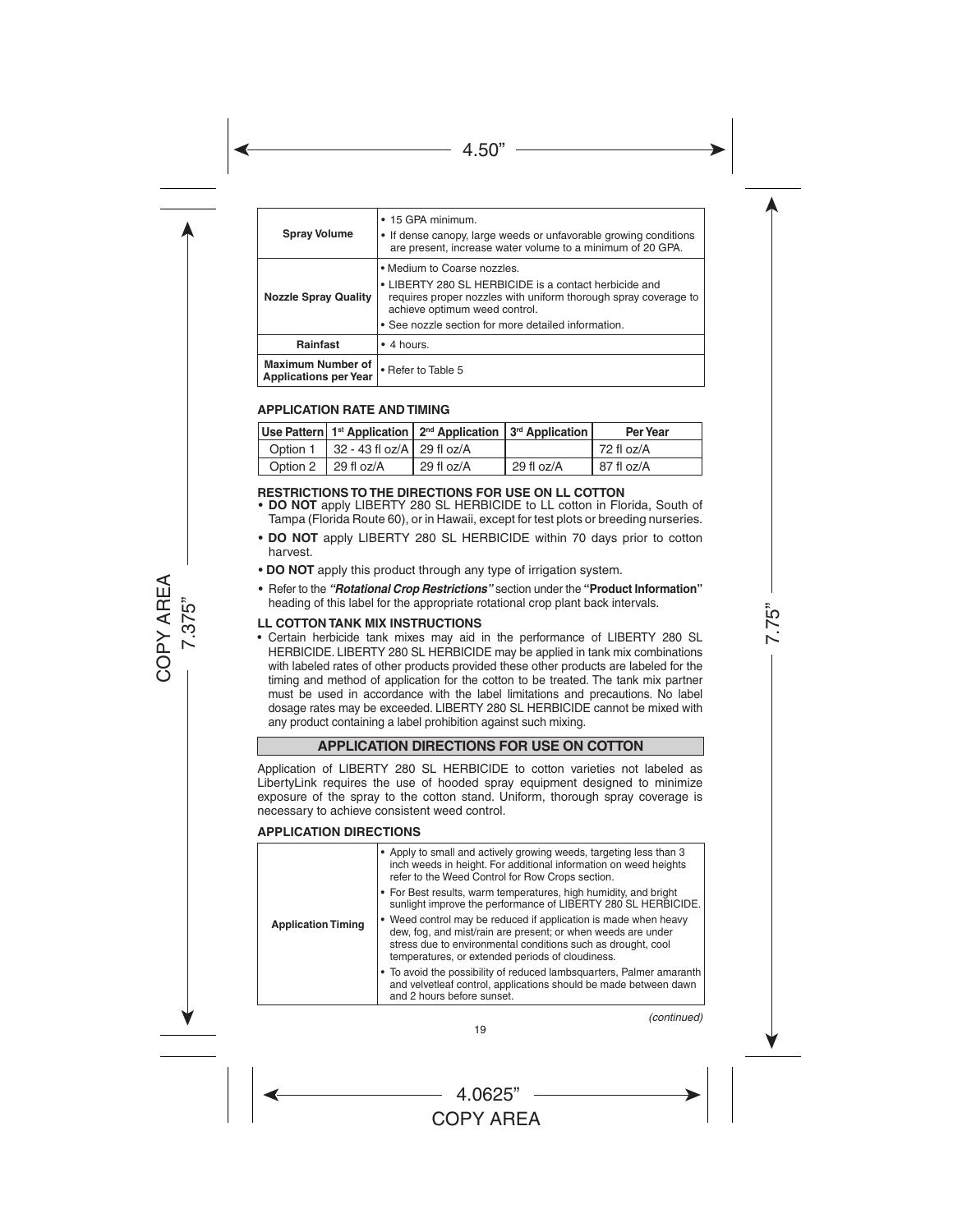| | |
|---|---|
| **Spray Volume** | • 15 GPA minimum.<br>• If dense canopy, large weeds or unfavorable growing conditions are present, increase water volume to a minimum of 20 GPA. |
| **Nozzle Spray Quality** | • Medium to Coarse nozzles.<br>• LIBERTY 280 SL HERBICIDE is a contact herbicide and requires proper nozzles with uniform thorough spray coverage to achieve optimum weed control.<br>• See nozzle section for more detailed information. |
| **Rainfast** | • 4 hours. |
| **Maximum Number of Applications per Year** | • Refer to Table 5 |

### APPLICATION RATE AND TIMING

| Use Pattern | 1st Application | 2nd Application | 3rd Application | Per Year |
|---|---|---|---|---|
| Option 1 | 32 - 43 fl oz/A | 29 fl oz/A | | 72 fl oz/A |
| Option 2 | 29 fl oz/A | 29 fl oz/A | 29 fl oz/A | 87 fl oz/A |

### RESTRICTIONS TO THE DIRECTIONS FOR USE ON LL COTTON

- **DO NOT** apply LIBERTY 280 SL HERBICIDE to LL cotton in Florida, South of Tampa (Florida Route 60), or in Hawaii, except for test plots or breeding nurseries.
- **DO NOT** apply LIBERTY 280 SL HERBICIDE within 70 days prior to cotton harvest.
- **DO NOT** apply this product through any type of irrigation system.
- Refer to the ***"Rotational Crop Restrictions"*** section under the **"Product Information"** heading of this label for the appropriate rotational crop plant back intervals.

### LL COTTON TANK MIX INSTRUCTIONS

- Certain herbicide tank mixes may aid in the performance of LIBERTY 280 SL HERBICIDE. LIBERTY 280 SL HERBICIDE may be applied in tank mix combinations with labeled rates of other products provided these other products are labeled for the timing and method of application for the cotton to be treated. The tank mix partner must be used in accordance with the label limitations and precautions. No label dosage rates may be exceeded. LIBERTY 280 SL HERBICIDE cannot be mixed with any product containing a label prohibition against such mixing.

## APPLICATION DIRECTIONS FOR USE ON COTTON

Application of LIBERTY 280 SL HERBICIDE to cotton varieties not labeled as LibertyLink requires the use of hooded spray equipment designed to minimize exposure of the spray to the cotton stand. Uniform, thorough spray coverage is necessary to achieve consistent weed control.

### APPLICATION DIRECTIONS

| | |
|---|---|
| **Application Timing** | • Apply to small and actively growing weeds, targeting less than 3 inch weeds in height. For additional information on weed heights refer to the Weed Control for Row Crops section.<br>• For Best results, warm temperatures, high humidity, and bright sunlight improve the performance of LIBERTY 280 SL HERBICIDE.<br>• Weed control may be reduced if application is made when heavy dew, fog, and mist/rain are present; or when weeds are under stress due to environmental conditions such as drought, cool temperatures, or extended periods of cloudiness.<br>• To avoid the possibility of reduced lambsquarters, Palmer amaranth and velvetleaf control, applications should be made between dawn and 2 hours before sunset. |

*(continued)*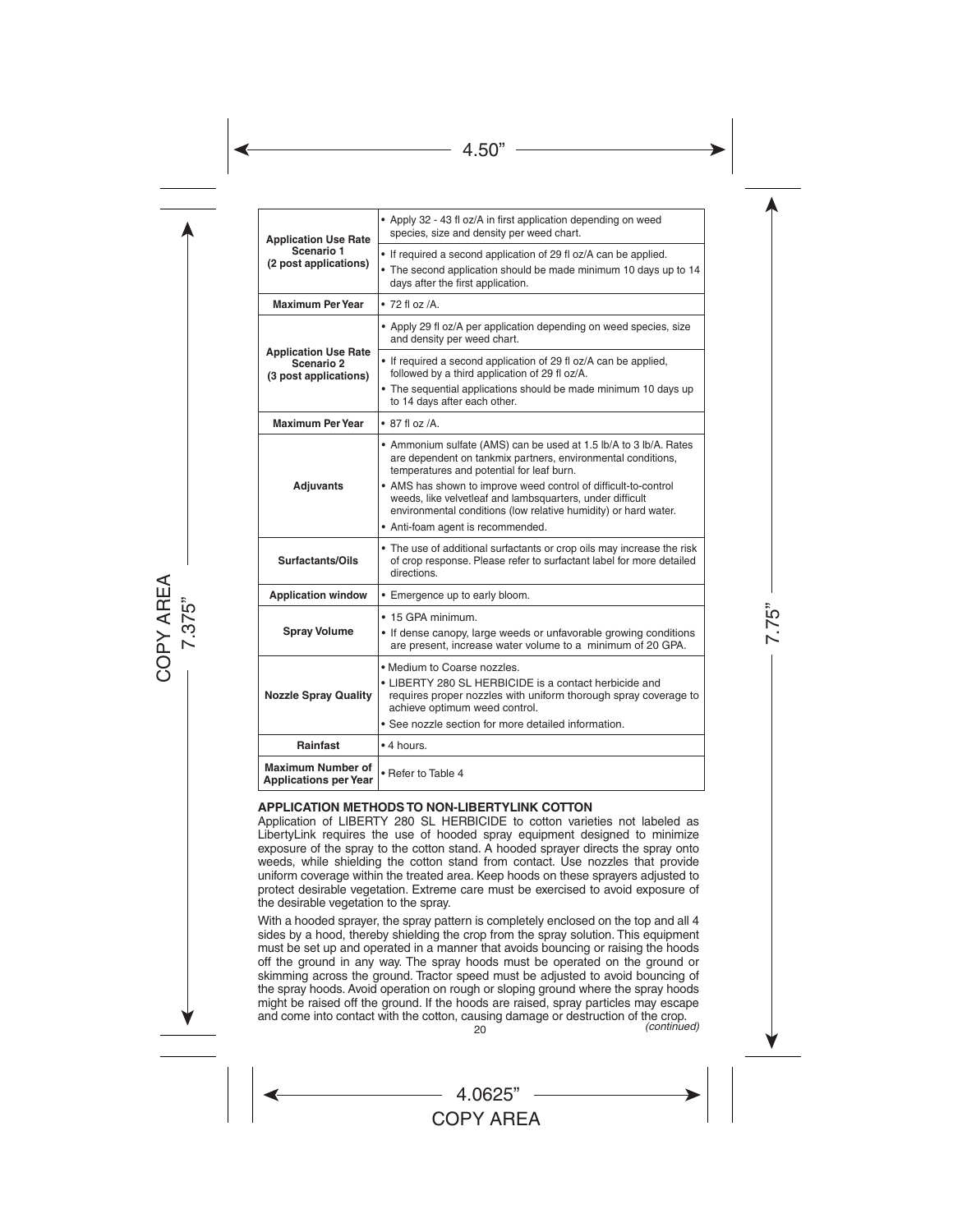| | |
|---|---|
| **Application Use Rate Scenario 1 (2 post applications)** | • Apply 32 - 43 fl oz/A in first application depending on weed species, size and density per weed chart.<br>• If required a second application of 29 fl oz/A can be applied.<br>• The second application should be made minimum 10 days up to 14 days after the first application. |
| **Maximum Per Year** | • 72 fl oz /A. |
| **Application Use Rate Scenario 2 (3 post applications)** | • Apply 29 fl oz/A per application depending on weed species, size and density per weed chart.<br>• If required a second application of 29 fl oz/A can be applied, followed by a third application of 29 fl oz/A.<br>• The sequential applications should be made minimum 10 days up to 14 days after each other. |
| **Maximum Per Year** | • 87 fl oz /A. |
| **Adjuvants** | • Ammonium sulfate (AMS) can be used at 1.5 lb/A to 3 lb/A. Rates are dependent on tankmix partners, environmental conditions, temperatures and potential for leaf burn.<br>• AMS has shown to improve weed control of difficult-to-control weeds, like velvetleaf and lambsquarters, under difficult environmental conditions (low relative humidity) or hard water.<br>• Anti-foam agent is recommended. |
| **Surfactants/Oils** | • The use of additional surfactants or crop oils may increase the risk of crop response. Please refer to surfactant label for more detailed directions. |
| **Application window** | • Emergence up to early bloom. |
| **Spray Volume** | • 15 GPA minimum.<br>• If dense canopy, large weeds or unfavorable growing conditions are present, increase water volume to a minimum of 20 GPA. |
| **Nozzle Spray Quality** | • Medium to Coarse nozzles.<br>• LIBERTY 280 SL HERBICIDE is a contact herbicide and requires proper nozzles with uniform thorough spray coverage to achieve optimum weed control.<br>• See nozzle section for more detailed information. |
| **Rainfast** | • 4 hours. |
| **Maximum Number of Applications per Year** | • Refer to Table 4 |

**APPLICATION METHODS TO NON-LIBERTYLINK COTTON**

Application of LIBERTY 280 SL HERBICIDE to cotton varieties not labeled as LibertyLink requires the use of hooded spray equipment designed to minimize exposure of the spray to the cotton stand. A hooded sprayer directs the spray onto weeds, while shielding the cotton stand from contact. Use nozzles that provide uniform coverage within the treated area. Keep hoods on these sprayers adjusted to protect desirable vegetation. Extreme care must be exercised to avoid exposure of the desirable vegetation to the spray.

With a hooded sprayer, the spray pattern is completely enclosed on the top and all 4 sides by a hood, thereby shielding the crop from the spray solution. This equipment must be set up and operated in a manner that avoids bouncing or raising the hoods off the ground in any way. The spray hoods must be operated on the ground or skimming across the ground. Tractor speed must be adjusted to avoid bouncing of the spray hoods. Avoid operation on rough or sloping ground where the spray hoods might be raised off the ground. If the hoods are raised, spray particles may escape and come into contact with the cotton, causing damage or destruction of the crop.

*(continued)*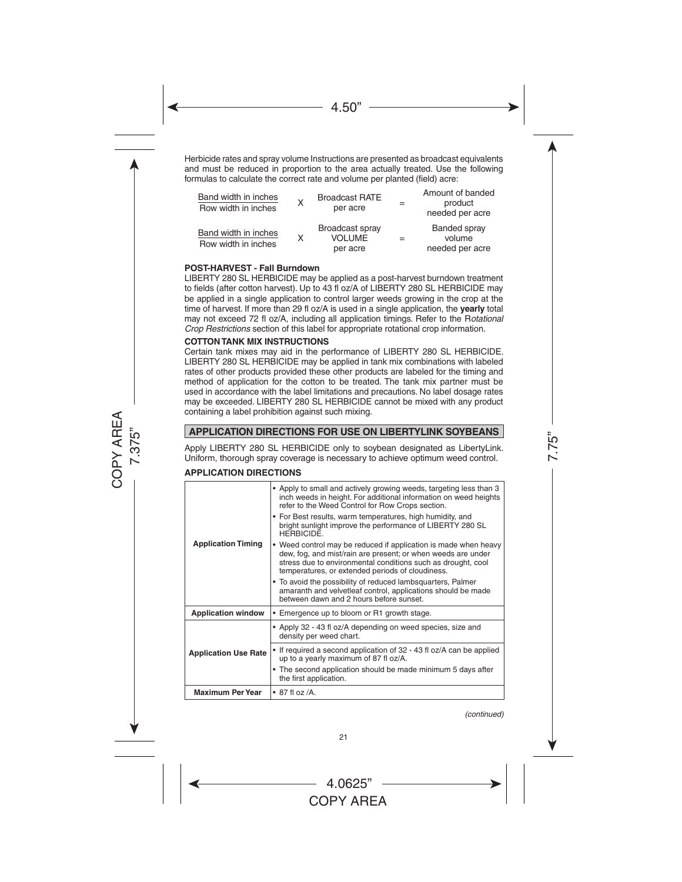Herbicide rates and spray volume Instructions are presented as broadcast equivalents and must be reduced in proportion to the area actually treated. Use the following formulas to calculate the correct rate and volume per planted (field) acre:

$$\frac{\text{Band width in inches}}{\text{Row width in inches}} \times \text{Broadcast RATE per acre} = \text{Amount of banded product needed per acre}$$

$$\frac{\text{Band width in inches}}{\text{Row width in inches}} \times \text{Broadcast spray VOLUME per acre} = \text{Banded spray volume needed per acre}$$

**POST-HARVEST - Fall Burndown**

LIBERTY 280 SL HERBICIDE may be applied as a post-harvest burndown treatment to fields (after cotton harvest). Up to 43 fl oz/A of LIBERTY 280 SL HERBICIDE may be applied in a single application to control larger weeds growing in the crop at the time of harvest. If more than 29 fl oz/A is used in a single application, the **yearly** total may not exceed 72 fl oz/A, including all application timings. Refer to the R*otational Crop Restrictions* section of this label for appropriate rotational crop information.

**COTTON TANK MIX INSTRUCTIONS**

Certain tank mixes may aid in the performance of LIBERTY 280 SL HERBICIDE. LIBERTY 280 SL HERBICIDE may be applied in tank mix combinations with labeled rates of other products provided these other products are labeled for the timing and method of application for the cotton to be treated. The tank mix partner must be used in accordance with the label limitations and precautions. No label dosage rates may be exceeded. LIBERTY 280 SL HERBICIDE cannot be mixed with any product containing a label prohibition against such mixing.

## APPLICATION DIRECTIONS FOR USE ON LIBERTYLINK SOYBEANS

Apply LIBERTY 280 SL HERBICIDE only to soybean designated as LibertyLink. Uniform, thorough spray coverage is necessary to achieve optimum weed control.

**APPLICATION DIRECTIONS**

| | |
|---|---|
| **Application Timing** | • Apply to small and actively growing weeds, targeting less than 3 inch weeds in height. For additional information on weed heights refer to the Weed Control for Row Crops section.<br>• For Best results, warm temperatures, high humidity, and bright sunlight improve the performance of LIBERTY 280 SL HERBICIDE.<br>• Weed control may be reduced if application is made when heavy dew, fog, and mist/rain are present; or when weeds are under stress due to environmental conditions such as drought, cool temperatures, or extended periods of cloudiness.<br>• To avoid the possibility of reduced lambsquarters, Palmer amaranth and velvetleaf control, applications should be made between dawn and 2 hours before sunset. |
| **Application window** | • Emergence up to bloom or R1 growth stage. |
| **Application Use Rate** | • Apply 32 - 43 fl oz/A depending on weed species, size and density per weed chart.<br>• If required a second application of 32 - 43 fl oz/A can be applied up to a yearly maximum of 87 fl oz/A.<br>• The second application should be made minimum 5 days after the first application. |
| **Maximum Per Year** | • 87 fl oz /A. |

*(continued)*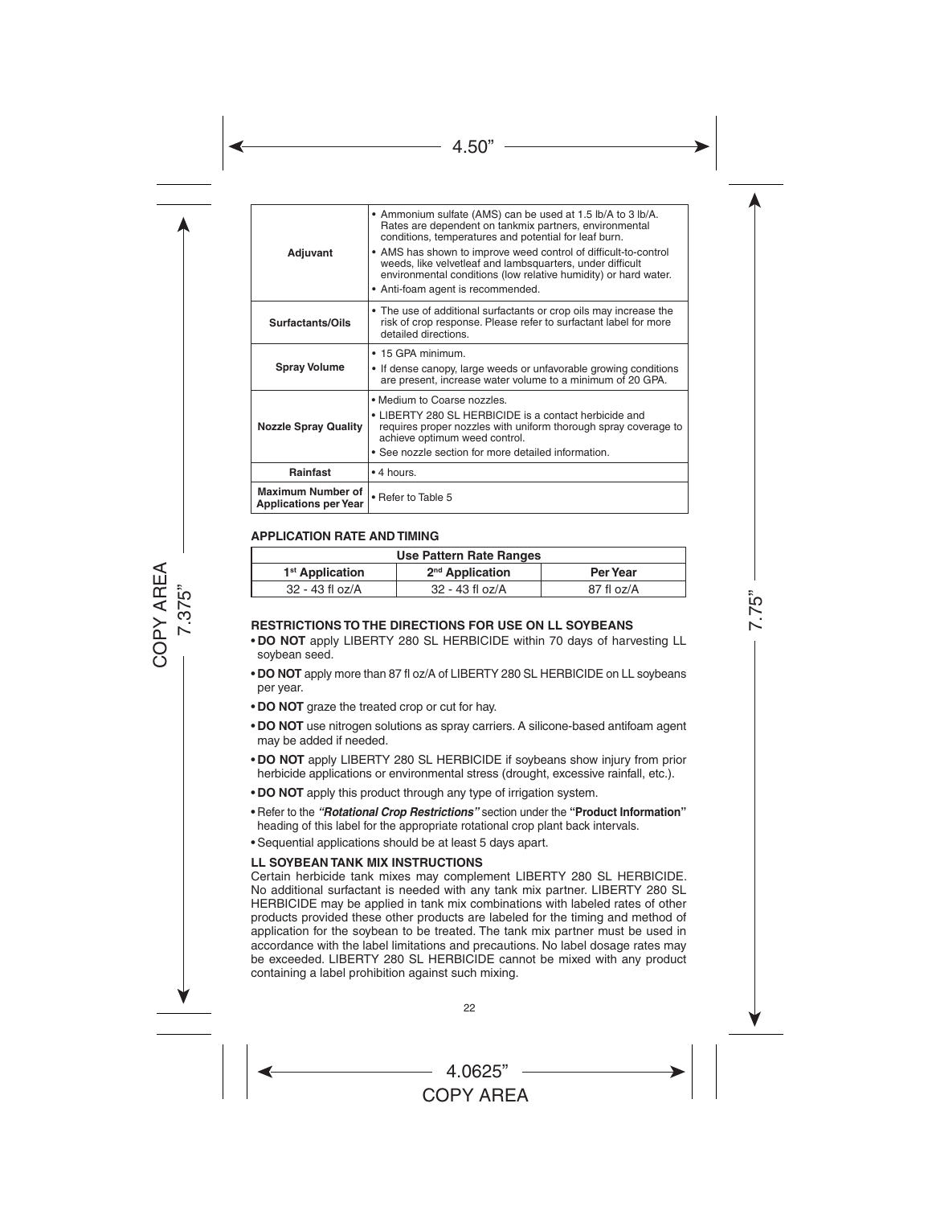| | |
|---|---|
| **Adjuvant** | • Ammonium sulfate (AMS) can be used at 1.5 lb/A to 3 lb/A. Rates are dependent on tankmix partners, environmental conditions, temperatures and potential for leaf burn.<br>• AMS has shown to improve weed control of difficult-to-control weeds, like velvetleaf and lambsquarters, under difficult environmental conditions (low relative humidity) or hard water.<br>• Anti-foam agent is recommended. |
| **Surfactants/Oils** | • The use of additional surfactants or crop oils may increase the risk of crop response. Please refer to surfactant label for more detailed directions. |
| **Spray Volume** | • 15 GPA minimum.<br>• If dense canopy, large weeds or unfavorable growing conditions are present, increase water volume to a minimum of 20 GPA. |
| **Nozzle Spray Quality** | • Medium to Coarse nozzles.<br>• LIBERTY 280 SL HERBICIDE is a contact herbicide and requires proper nozzles with uniform thorough spray coverage to achieve optimum weed control.<br>• See nozzle section for more detailed information. |
| **Rainfast** | • 4 hours. |
| **Maximum Number of Applications per Year** | • Refer to Table 5 |

### APPLICATION RATE AND TIMING

| Use Pattern Rate Ranges | | |
|---|---|---|
| **1st Application** | **2nd Application** | **Per Year** |
| 32 - 43 fl oz/A | 32 - 43 fl oz/A | 87 fl oz/A |

### RESTRICTIONS TO THE DIRECTIONS FOR USE ON LL SOYBEANS

- **DO NOT** apply LIBERTY 280 SL HERBICIDE within 70 days of harvesting LL soybean seed.
- **DO NOT** apply more than 87 fl oz/A of LIBERTY 280 SL HERBICIDE on LL soybeans per year.
- **DO NOT** graze the treated crop or cut for hay.
- **DO NOT** use nitrogen solutions as spray carriers. A silicone-based antifoam agent may be added if needed.
- **DO NOT** apply LIBERTY 280 SL HERBICIDE if soybeans show injury from prior herbicide applications or environmental stress (drought, excessive rainfall, etc.).
- **DO NOT** apply this product through any type of irrigation system.
- Refer to the ***"Rotational Crop Restrictions"*** section under the **"Product Information"** heading of this label for the appropriate rotational crop plant back intervals.
- Sequential applications should be at least 5 days apart.

### LL SOYBEAN TANK MIX INSTRUCTIONS

Certain herbicide tank mixes may complement LIBERTY 280 SL HERBICIDE. No additional surfactant is needed with any tank mix partner. LIBERTY 280 SL HERBICIDE may be applied in tank mix combinations with labeled rates of other products provided these other products are labeled for the timing and method of application for the soybean to be treated. The tank mix partner must be used in accordance with the label limitations and precautions. No label dosage rates may be exceeded. LIBERTY 280 SL HERBICIDE cannot be mixed with any product containing a label prohibition against such mixing.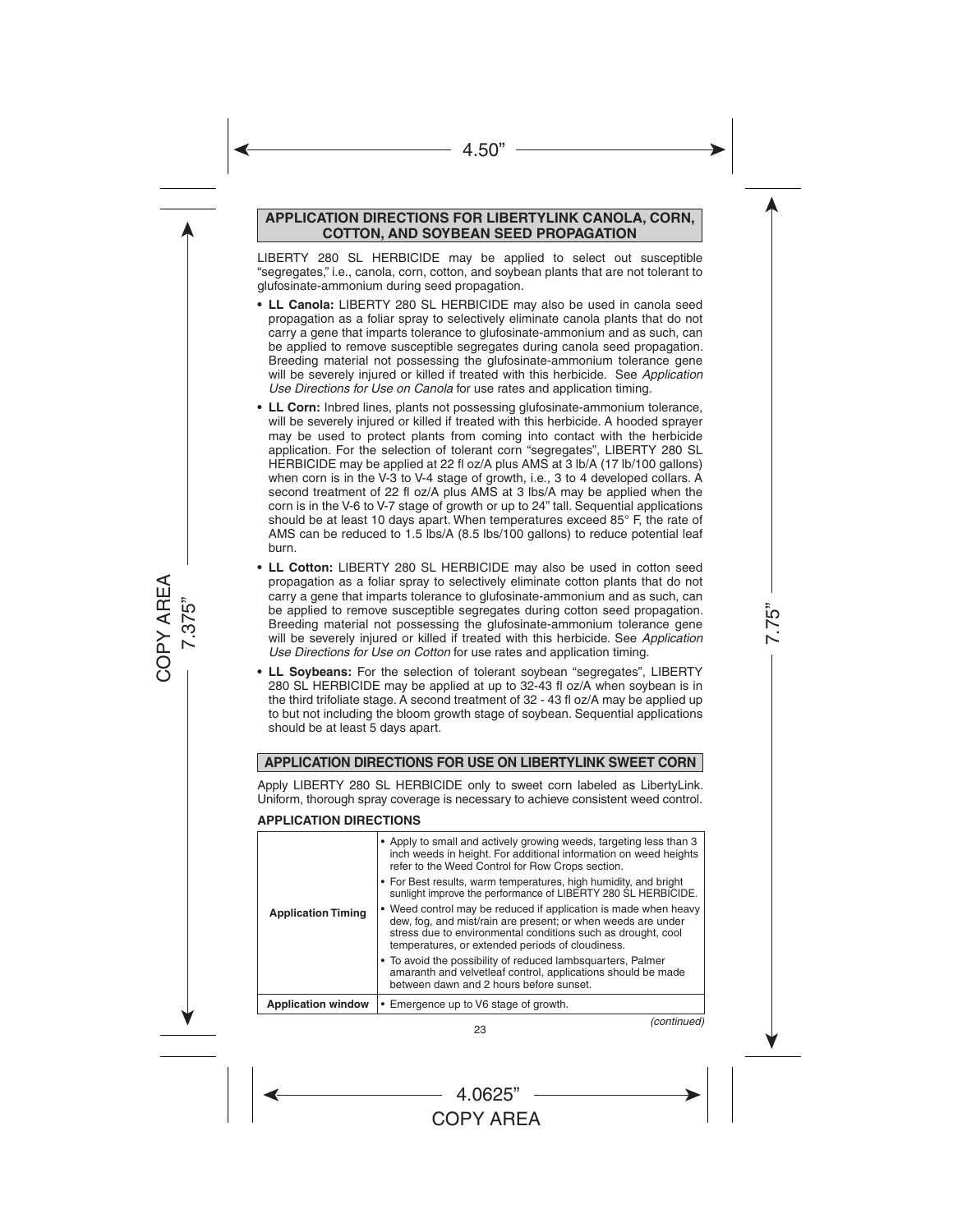## APPLICATION DIRECTIONS FOR LIBERTYLINK CANOLA, CORN, COTTON, AND SOYBEAN SEED PROPAGATION

LIBERTY 280 SL HERBICIDE may be applied to select out susceptible "segregates," i.e., canola, corn, cotton, and soybean plants that are not tolerant to glufosinate-ammonium during seed propagation.

- **LL Canola:** LIBERTY 280 SL HERBICIDE may also be used in canola seed propagation as a foliar spray to selectively eliminate canola plants that do not carry a gene that imparts tolerance to glufosinate-ammonium and as such, can be applied to remove susceptible segregates during canola seed propagation. Breeding material not possessing the glufosinate-ammonium tolerance gene will be severely injured or killed if treated with this herbicide. See *Application Use Directions for Use on Canola* for use rates and application timing.
- **LL Corn:** Inbred lines, plants not possessing glufosinate-ammonium tolerance, will be severely injured or killed if treated with this herbicide. A hooded sprayer may be used to protect plants from coming into contact with the herbicide application. For the selection of tolerant corn "segregates", LIBERTY 280 SL HERBICIDE may be applied at 22 fl oz/A plus AMS at 3 lb/A (17 lb/100 gallons) when corn is in the V-3 to V-4 stage of growth, i.e., 3 to 4 developed collars. A second treatment of 22 fl oz/A plus AMS at 3 lbs/A may be applied when the corn is in the V-6 to V-7 stage of growth or up to 24" tall. Sequential applications should be at least 10 days apart. When temperatures exceed 85° F, the rate of AMS can be reduced to 1.5 lbs/A (8.5 lbs/100 gallons) to reduce potential leaf burn.
- **LL Cotton:** LIBERTY 280 SL HERBICIDE may also be used in cotton seed propagation as a foliar spray to selectively eliminate cotton plants that do not carry a gene that imparts tolerance to glufosinate-ammonium and as such, can be applied to remove susceptible segregates during cotton seed propagation. Breeding material not possessing the glufosinate-ammonium tolerance gene will be severely injured or killed if treated with this herbicide. See *Application Use Directions for Use on Cotton* for use rates and application timing.
- **LL Soybeans:** For the selection of tolerant soybean "segregates", LIBERTY 280 SL HERBICIDE may be applied at up to 32-43 fl oz/A when soybean is in the third trifoliate stage. A second treatment of 32 - 43 fl oz/A may be applied up to but not including the bloom growth stage of soybean. Sequential applications should be at least 5 days apart.

## APPLICATION DIRECTIONS FOR USE ON LIBERTYLINK SWEET CORN

Apply LIBERTY 280 SL HERBICIDE only to sweet corn labeled as LibertyLink. Uniform, thorough spray coverage is necessary to achieve consistent weed control.

### APPLICATION DIRECTIONS

| | |
|---|---|
| **Application Timing** | • Apply to small and actively growing weeds, targeting less than 3 inch weeds in height. For additional information on weed heights refer to the Weed Control for Row Crops section.<br>• For Best results, warm temperatures, high humidity, and bright sunlight improve the performance of LIBERTY 280 SL HERBICIDE.<br>• Weed control may be reduced if application is made when heavy dew, fog, and mist/rain are present; or when weeds are under stress due to environmental conditions such as drought, cool temperatures, or extended periods of cloudiness.<br>• To avoid the possibility of reduced lambsquarters, Palmer amaranth and velvetleaf control, applications should be made between dawn and 2 hours before sunset. |
| **Application window** | • Emergence up to V6 stage of growth. |

*(continued)*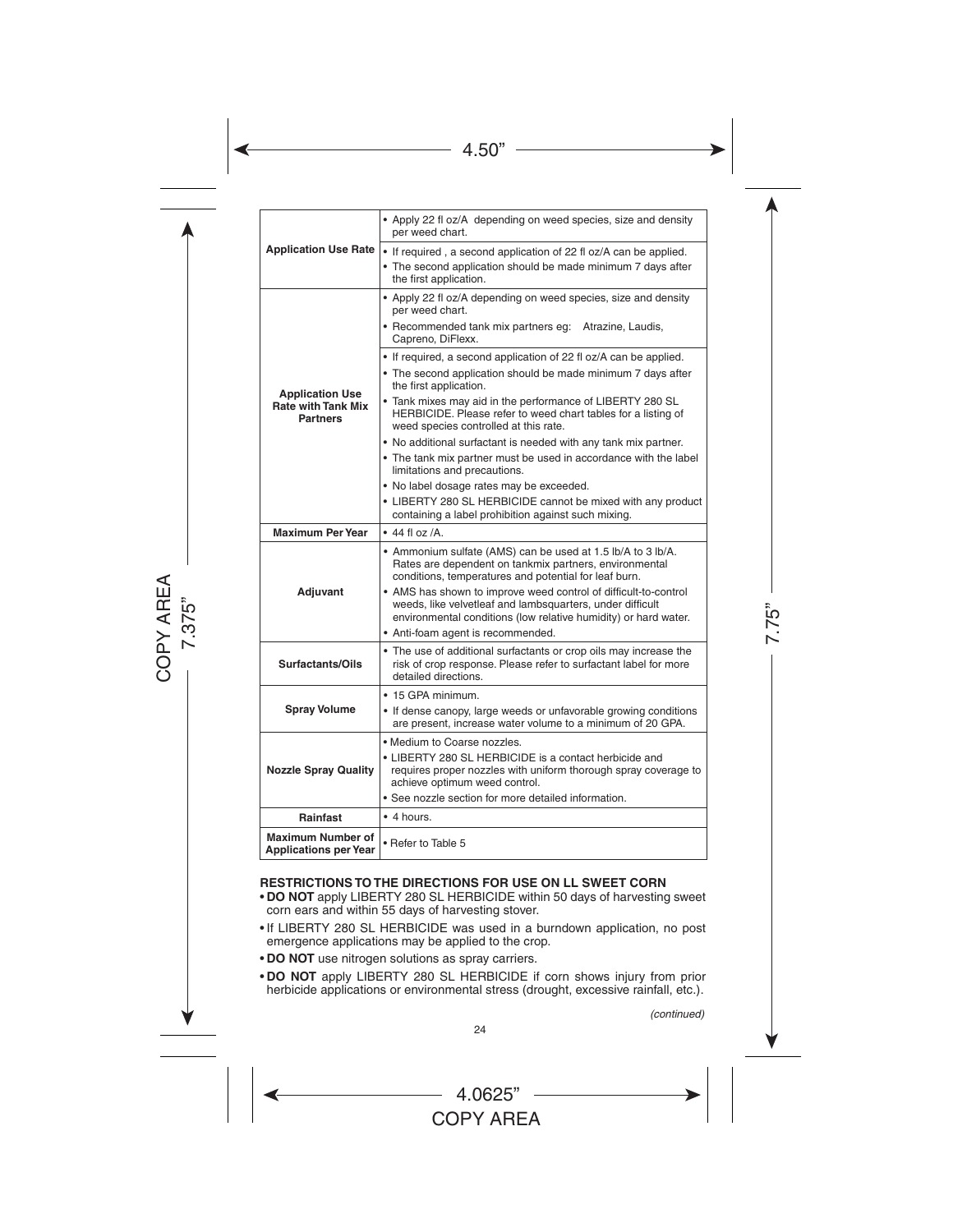| | |
|---|---|
| **Application Use Rate** | • Apply 22 fl oz/A depending on weed species, size and density per weed chart.<br>• If required , a second application of 22 fl oz/A can be applied.<br>• The second application should be made minimum 7 days after the first application. |
| **Application Use Rate with Tank Mix Partners** | • Apply 22 fl oz/A depending on weed species, size and density per weed chart.<br>• Recommended tank mix partners eg: Atrazine, Laudis, Capreno, DiFlexx.<br>• If required, a second application of 22 fl oz/A can be applied.<br>• The second application should be made minimum 7 days after the first application.<br>• Tank mixes may aid in the performance of LIBERTY 280 SL HERBICIDE. Please refer to weed chart tables for a listing of weed species controlled at this rate.<br>• No additional surfactant is needed with any tank mix partner.<br>• The tank mix partner must be used in accordance with the label limitations and precautions.<br>• No label dosage rates may be exceeded.<br>• LIBERTY 280 SL HERBICIDE cannot be mixed with any product containing a label prohibition against such mixing. |
| **Maximum Per Year** | • 44 fl oz /A. |
| **Adjuvant** | • Ammonium sulfate (AMS) can be used at 1.5 lb/A to 3 lb/A. Rates are dependent on tankmix partners, environmental conditions, temperatures and potential for leaf burn.<br>• AMS has shown to improve weed control of difficult-to-control weeds, like velvetleaf and lambsquarters, under difficult environmental conditions (low relative humidity) or hard water.<br>• Anti-foam agent is recommended. |
| **Surfactants/Oils** | • The use of additional surfactants or crop oils may increase the risk of crop response. Please refer to surfactant label for more detailed directions. |
| **Spray Volume** | • 15 GPA minimum.<br>• If dense canopy, large weeds or unfavorable growing conditions are present, increase water volume to a minimum of 20 GPA. |
| **Nozzle Spray Quality** | • Medium to Coarse nozzles.<br>• LIBERTY 280 SL HERBICIDE is a contact herbicide and requires proper nozzles with uniform thorough spray coverage to achieve optimum weed control.<br>• See nozzle section for more detailed information. |
| **Rainfast** | • 4 hours. |
| **Maximum Number of Applications per Year** | • Refer to Table 5 |

**RESTRICTIONS TO THE DIRECTIONS FOR USE ON LL SWEET CORN**

- **DO NOT** apply LIBERTY 280 SL HERBICIDE within 50 days of harvesting sweet corn ears and within 55 days of harvesting stover.
- If LIBERTY 280 SL HERBICIDE was used in a burndown application, no post emergence applications may be applied to the crop.
- **DO NOT** use nitrogen solutions as spray carriers.
- **DO NOT** apply LIBERTY 280 SL HERBICIDE if corn shows injury from prior herbicide applications or environmental stress (drought, excessive rainfall, etc.).

*(continued)*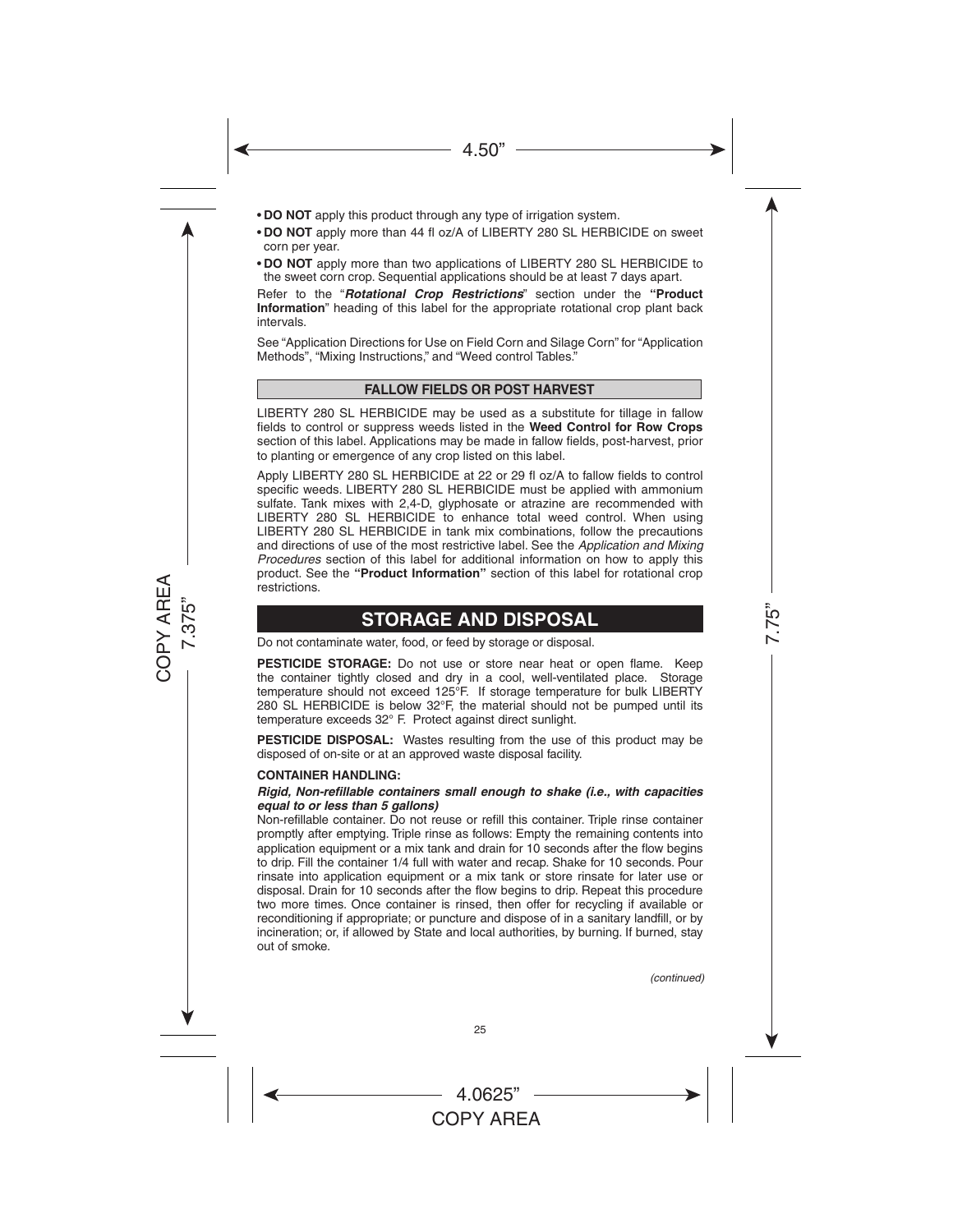- **DO NOT** apply this product through any type of irrigation system.
- **DO NOT** apply more than 44 fl oz/A of LIBERTY 280 SL HERBICIDE on sweet corn per year.
- **DO NOT** apply more than two applications of LIBERTY 280 SL HERBICIDE to the sweet corn crop. Sequential applications should be at least 7 days apart.

Refer to the "***Rotational Crop Restrictions***" section under the **"Product Information"** heading of this label for the appropriate rotational crop plant back intervals.

See "Application Directions for Use on Field Corn and Silage Corn" for "Application Methods", "Mixing Instructions," and "Weed control Tables."

### FALLOW FIELDS OR POST HARVEST

LIBERTY 280 SL HERBICIDE may be used as a substitute for tillage in fallow fields to control or suppress weeds listed in the **Weed Control for Row Crops** section of this label. Applications may be made in fallow fields, post-harvest, prior to planting or emergence of any crop listed on this label.

Apply LIBERTY 280 SL HERBICIDE at 22 or 29 fl oz/A to fallow fields to control specific weeds. LIBERTY 280 SL HERBICIDE must be applied with ammonium sulfate. Tank mixes with 2,4-D, glyphosate or atrazine are recommended with LIBERTY 280 SL HERBICIDE to enhance total weed control. When using LIBERTY 280 SL HERBICIDE in tank mix combinations, follow the precautions and directions of use of the most restrictive label. See the *Application and Mixing Procedures* section of this label for additional information on how to apply this product. See the **"Product Information"** section of this label for rotational crop restrictions.

## STORAGE AND DISPOSAL

Do not contaminate water, food, or feed by storage or disposal.

**PESTICIDE STORAGE:** Do not use or store near heat or open flame. Keep the container tightly closed and dry in a cool, well-ventilated place. Storage temperature should not exceed 125°F. If storage temperature for bulk LIBERTY 280 SL HERBICIDE is below 32°F, the material should not be pumped until its temperature exceeds 32° F. Protect against direct sunlight.

**PESTICIDE DISPOSAL:** Wastes resulting from the use of this product may be disposed of on-site or at an approved waste disposal facility.

**CONTAINER HANDLING:**

***Rigid, Non-refillable containers small enough to shake (i.e., with capacities equal to or less than 5 gallons)***

Non-refillable container. Do not reuse or refill this container. Triple rinse container promptly after emptying. Triple rinse as follows: Empty the remaining contents into application equipment or a mix tank and drain for 10 seconds after the flow begins to drip. Fill the container 1/4 full with water and recap. Shake for 10 seconds. Pour rinsate into application equipment or a mix tank or store rinsate for later use or disposal. Drain for 10 seconds after the flow begins to drip. Repeat this procedure two more times. Once container is rinsed, then offer for recycling if available or reconditioning if appropriate; or puncture and dispose of in a sanitary landfill, or by incineration; or, if allowed by State and local authorities, by burning. If burned, stay out of smoke.

*(continued)*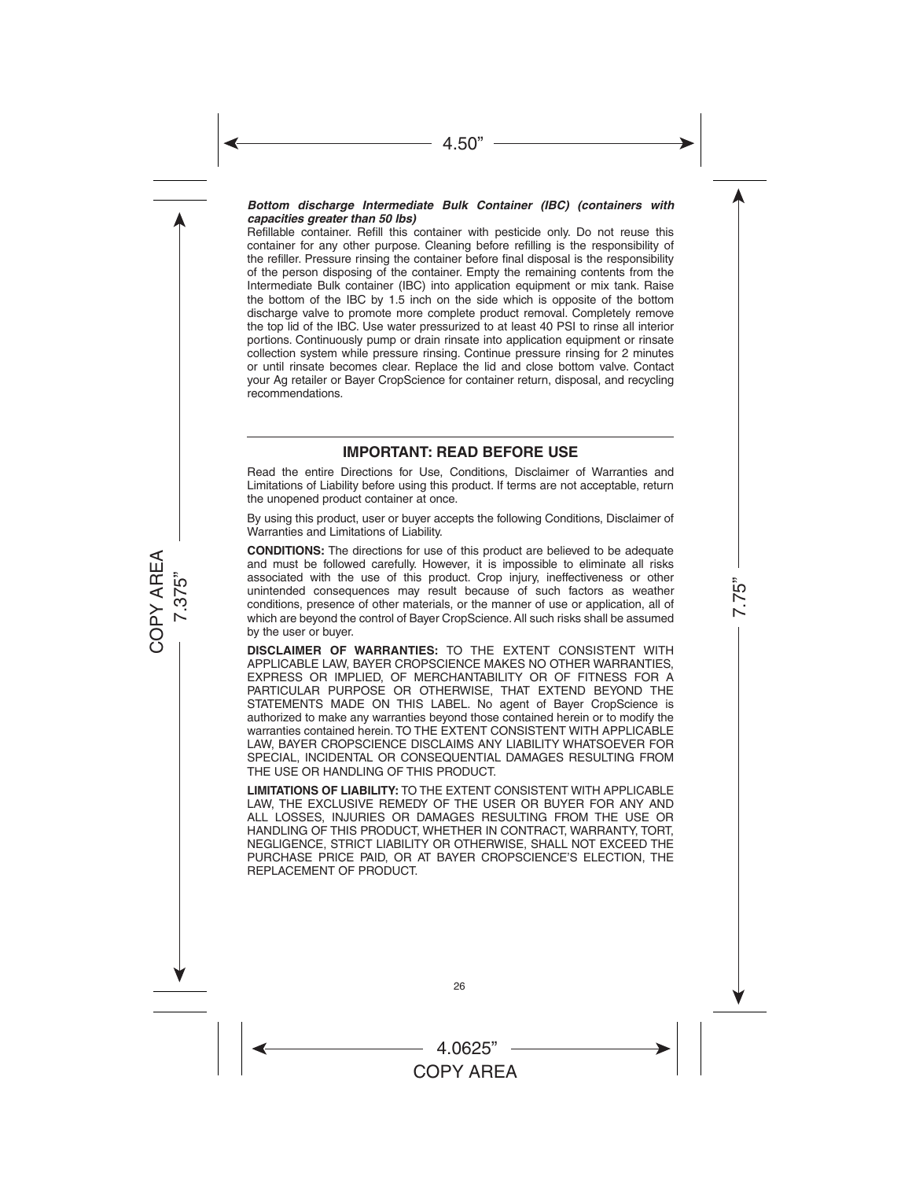***Bottom discharge Intermediate Bulk Container (IBC) (containers with capacities greater than 50 lbs)***

Refillable container. Refill this container with pesticide only. Do not reuse this container for any other purpose. Cleaning before refilling is the responsibility of the refiller. Pressure rinsing the container before final disposal is the responsibility of the person disposing of the container. Empty the remaining contents from the Intermediate Bulk container (IBC) into application equipment or mix tank. Raise the bottom of the IBC by 1.5 inch on the side which is opposite of the bottom discharge valve to promote more complete product removal. Completely remove the top lid of the IBC. Use water pressurized to at least 40 PSI to rinse all interior portions. Continuously pump or drain rinsate into application equipment or rinsate collection system while pressure rinsing. Continue pressure rinsing for 2 minutes or until rinsate becomes clear. Replace the lid and close bottom valve. Contact your Ag retailer or Bayer CropScience for container return, disposal, and recycling recommendations.

---

## IMPORTANT: READ BEFORE USE

Read the entire Directions for Use, Conditions, Disclaimer of Warranties and Limitations of Liability before using this product. If terms are not acceptable, return the unopened product container at once.

By using this product, user or buyer accepts the following Conditions, Disclaimer of Warranties and Limitations of Liability.

**CONDITIONS:** The directions for use of this product are believed to be adequate and must be followed carefully. However, it is impossible to eliminate all risks associated with the use of this product. Crop injury, ineffectiveness or other unintended consequences may result because of such factors as weather conditions, presence of other materials, or the manner of use or application, all of which are beyond the control of Bayer CropScience. All such risks shall be assumed by the user or buyer.

**DISCLAIMER OF WARRANTIES:** TO THE EXTENT CONSISTENT WITH APPLICABLE LAW, BAYER CROPSCIENCE MAKES NO OTHER WARRANTIES, EXPRESS OR IMPLIED, OF MERCHANTABILITY OR OF FITNESS FOR A PARTICULAR PURPOSE OR OTHERWISE, THAT EXTEND BEYOND THE STATEMENTS MADE ON THIS LABEL. No agent of Bayer CropScience is authorized to make any warranties beyond those contained herein or to modify the warranties contained herein. TO THE EXTENT CONSISTENT WITH APPLICABLE LAW, BAYER CROPSCIENCE DISCLAIMS ANY LIABILITY WHATSOEVER FOR SPECIAL, INCIDENTAL OR CONSEQUENTIAL DAMAGES RESULTING FROM THE USE OR HANDLING OF THIS PRODUCT.

**LIMITATIONS OF LIABILITY:** TO THE EXTENT CONSISTENT WITH APPLICABLE LAW, THE EXCLUSIVE REMEDY OF THE USER OR BUYER FOR ANY AND ALL LOSSES, INJURIES OR DAMAGES RESULTING FROM THE USE OR HANDLING OF THIS PRODUCT, WHETHER IN CONTRACT, WARRANTY, TORT, NEGLIGENCE, STRICT LIABILITY OR OTHERWISE, SHALL NOT EXCEED THE PURCHASE PRICE PAID, OR AT BAYER CROPSCIENCE'S ELECTION, THE REPLACEMENT OF PRODUCT.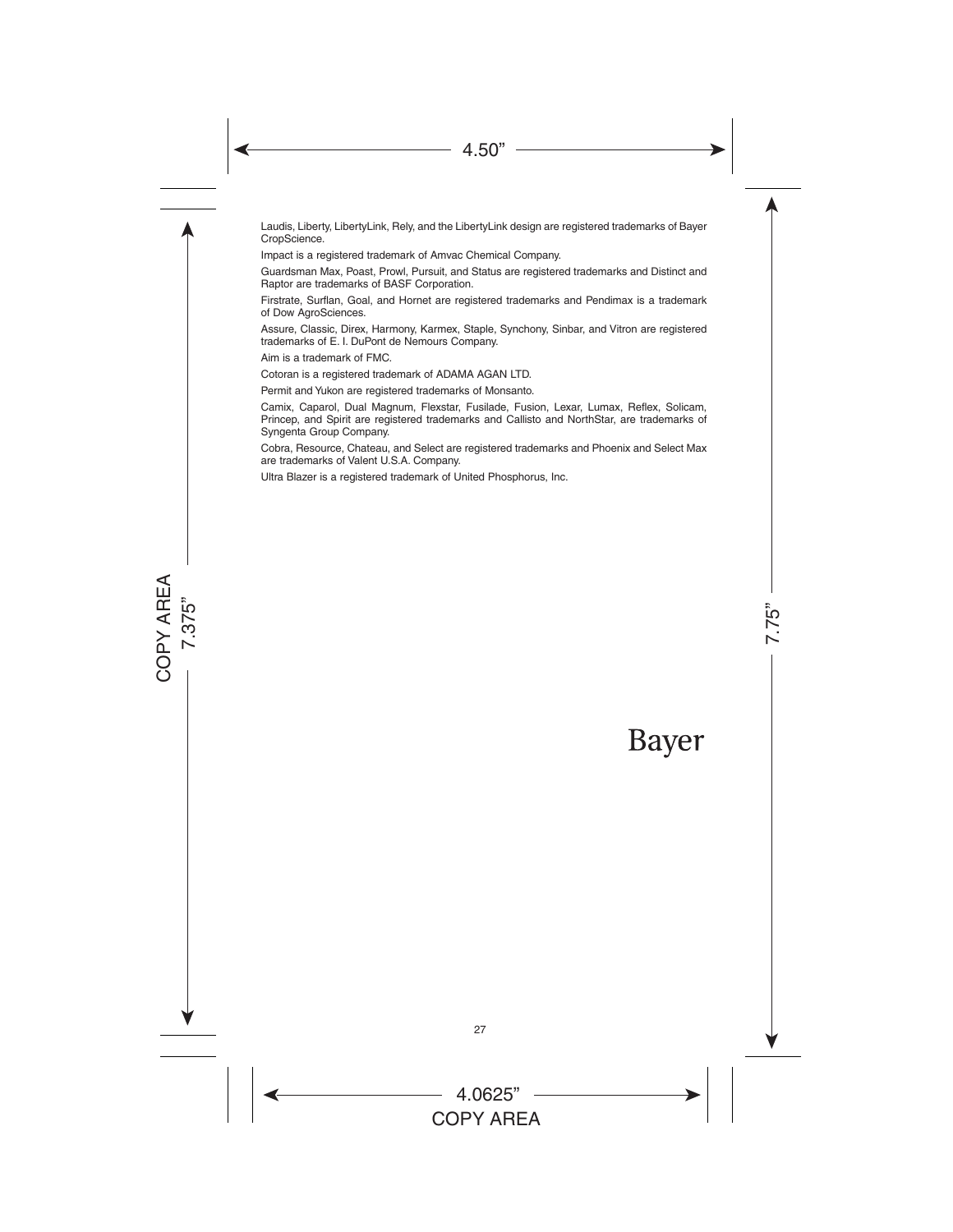Laudis, Liberty, LibertyLink, Rely, and the LibertyLink design are registered trademarks of Bayer CropScience.

Impact is a registered trademark of Amvac Chemical Company.

Guardsman Max, Poast, Prowl, Pursuit, and Status are registered trademarks and Distinct and Raptor are trademarks of BASF Corporation.

Firstrate, Surflan, Goal, and Hornet are registered trademarks and Pendimax is a trademark of Dow AgroSciences.

Assure, Classic, Direx, Harmony, Karmex, Staple, Synchony, Sinbar, and Vitron are registered trademarks of E. I. DuPont de Nemours Company.

Aim is a trademark of FMC.

Cotoran is a registered trademark of ADAMA AGAN LTD.

Permit and Yukon are registered trademarks of Monsanto.

Camix, Caparol, Dual Magnum, Flexstar, Fusilade, Fusion, Lexar, Lumax, Reflex, Solicam, Princep, and Spirit are registered trademarks and Callisto and NorthStar, are trademarks of Syngenta Group Company.

Cobra, Resource, Chateau, and Select are registered trademarks and Phoenix and Select Max are trademarks of Valent U.S.A. Company.

Ultra Blazer is a registered trademark of United Phosphorus, Inc.

Bayer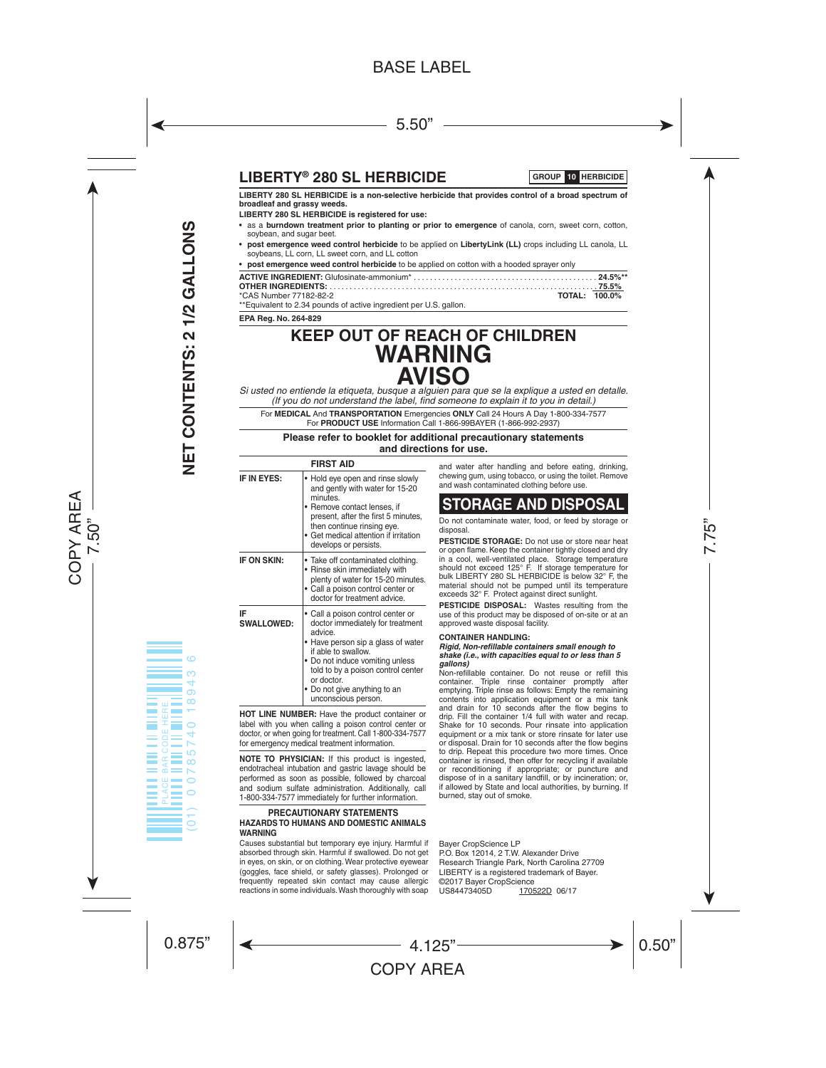BASE LABEL

5.50"

NET CONTENTS: 2 1/2 GALLONS

# LIBERTY® 280 SL HERBICIDE

GROUP 10 HERBICIDE

**LIBERTY 280 SL HERBICIDE is a non-selective herbicide that provides control of a broad spectrum of broadleaf and grassy weeds.**

**LIBERTY 280 SL HERBICIDE is registered for use:**

- as a **burndown treatment prior to planting or prior to emergence** of canola, corn, sweet corn, cotton, soybean, and sugar beet.
- **post emergence weed control herbicide** to be applied on **LibertyLink (LL)** crops including LL canola, LL soybeans, LL corn, LL sweet corn, and LL cotton
- **post emergence weed control herbicide** to be applied on cotton with a hooded sprayer only

| | |
|---|---|
| **ACTIVE INGREDIENT:** Glufosinate-ammonium* | **24.5%**** |
| **OTHER INGREDIENTS:** | **75.5%** |
| *CAS Number 77182-82-2 | **TOTAL: 100.0%** |

**Equivalent to 2.34 pounds of active ingredient per U.S. gallon.

**EPA Reg. No. 264-829**

## KEEP OUT OF REACH OF CHILDREN
## WARNING
## AVISO

*Si usted no entiende la etiqueta, busque a alguien para que se la explique a usted en detalle. (If you do not understand the label, find someone to explain it to you in detail.)*

For **MEDICAL** And **TRANSPORTATION** Emergencies **ONLY** Call 24 Hours A Day 1-800-334-7577
For **PRODUCT USE** Information Call 1-866-99BAYER (1-866-992-2937)

**Please refer to booklet for additional precautionary statements and directions for use.**

### FIRST AID

| | |
|---|---|
| **IF IN EYES:** | • Hold eye open and rinse slowly and gently with water for 15-20 minutes.<br>• Remove contact lenses, if present, after the first 5 minutes, then continue rinsing eye.<br>• Get medical attention if irritation develops or persists. |
| **IF ON SKIN:** | • Take off contaminated clothing.<br>• Rinse skin immediately with plenty of water for 15-20 minutes.<br>• Call a poison control center or doctor for treatment advice. |
| **IF SWALLOWED:** | • Call a poison control center or doctor immediately for treatment advice.<br>• Have person sip a glass of water if able to swallow.<br>• Do not induce vomiting unless told to by a poison control center or doctor.<br>• Do not give anything to an unconscious person. |

**HOT LINE NUMBER:** Have the product container or label with you when calling a poison control center or doctor, or when going for treatment. Call 1-800-334-7577 for emergency medical treatment information.

**NOTE TO PHYSICIAN:** If this product is ingested, endotracheal intubation and gastric lavage should be performed as soon as possible, followed by charcoal and sodium sulfate administration. Additionally, call 1-800-334-7577 immediately for further information.

### PRECAUTIONARY STATEMENTS
**HAZARDS TO HUMANS AND DOMESTIC ANIMALS**
**WARNING**

Causes substantial but temporary eye injury. Harmful if absorbed through skin. Harmful if swallowed. Do not get in eyes, on skin, or on clothing. Wear protective eyewear (goggles, face shield, or safety glasses). Prolonged or frequently repeated skin contact may cause allergic reactions in some individuals. Wash thoroughly with soap and water after handling and before eating, drinking, chewing gum, using tobacco, or using the toilet. Remove and wash contaminated clothing before use.

## STORAGE AND DISPOSAL

Do not contaminate water, food, or feed by storage or disposal.

**PESTICIDE STORAGE:** Do not use or store near heat or open flame. Keep the container tightly closed and dry in a cool, well-ventilated place. Storage temperature should not exceed 125° F. If storage temperature for bulk LIBERTY 280 SL HERBICIDE is below 32° F, the material should not be pumped until its temperature exceeds 32° F. Protect against direct sunlight.

**PESTICIDE DISPOSAL:** Wastes resulting from the use of this product may be disposed of on-site or at an approved waste disposal facility.

**CONTAINER HANDLING:**
***Rigid, Non-refillable containers small enough to shake (i.e., with capacities equal to or less than 5 gallons)***

Non-refillable container. Do not reuse or refill this container. Triple rinse container promptly after emptying. Triple rinse as follows: Empty the remaining contents into application equipment or a mix tank and drain for 10 seconds after the flow begins to drip. Fill the container 1/4 full with water and recap. Shake for 10 seconds. Pour rinsate into application equipment or a mix tank or store rinsate for later use or disposal. Drain for 10 seconds after the flow begins to drip. Repeat this procedure two more times. Once container is rinsed, then offer for recycling if available or reconditioning if appropriate; or puncture and dispose of in a sanitary landfill, or by incineration; or, if allowed by State and local authorities, by burning. If burned, stay out of smoke.

Bayer CropScience LP
P.O. Box 12014, 2 T.W. Alexander Drive
Research Triangle Park, North Carolina 27709
LIBERTY is a registered trademark of Bayer.
©2017 Bayer CropScience
US84473405D 170522D 06/17

PLACE BAR CODE HERE
(01) 0 0785740 18943 6

COPY AREA 7.50"

7.75"

0.875" 4.125" 0.50"

COPY AREA